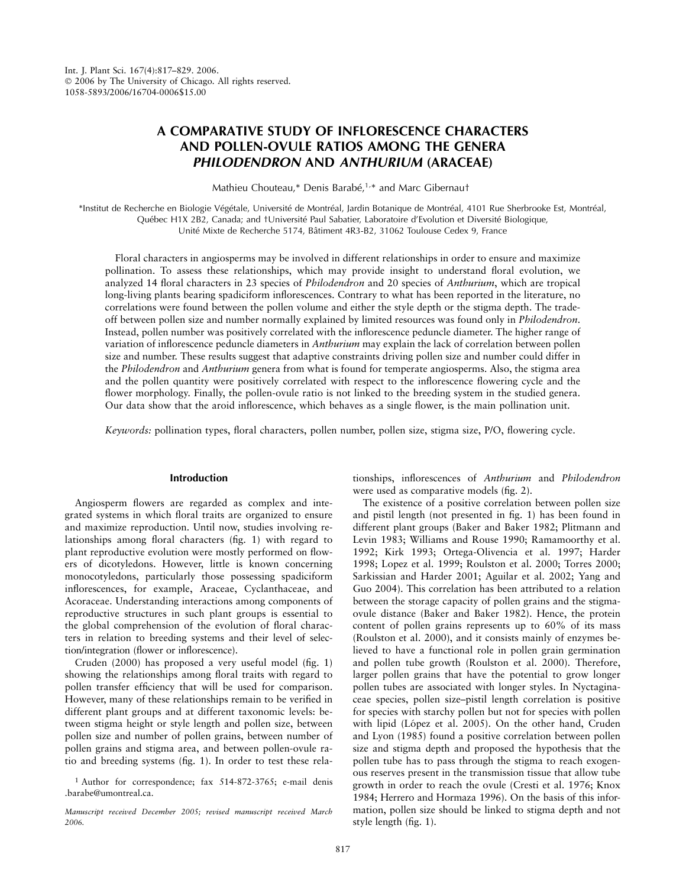# A COMPARATIVE STUDY OF INFLORESCENCE CHARACTERS AND POLLEN-OVULE RATIOS AMONG THE GENERA *PHILODENDRON* AND *ANTHURIUM* (ARACEAE)

Mathieu Chouteau,* Denis Barabé,[1,]* and Marc Gibernau†

*Institut de Recherche en Biologie Végétale, Université de Montréal, Jardin Botanique de Montréal, 4101 Rue Sherbrooke Est, Montréal, Québec H1X 2B2, Canada; and †Université Paul Sabatier, Laboratoire d'Evolution et Diversité Biologique, Unité Mixte de Recherche 5174, Bâtiment 4R3-B2, 31062 Toulouse Cedex 9, France

Floral characters in angiosperms may be involved in different relationships in order to ensure and maximize pollination. To assess these relationships, which may provide insight to understand floral evolution, we analyzed 14 floral characters in 23 species of *Philodendron* and 20 species of *Anthurium*, which are tropical long-living plants bearing spadiciform inflorescences. Contrary to what has been reported in the literature, no correlations were found between the pollen volume and either the style depth or the stigma depth. The trade-off between pollen size and number normally explained by limited resources was found only in *Philodendron*. Instead, pollen number was positively correlated with the inflorescence peduncle diameter. The higher range of variation of inflorescence peduncle diameters in *Anthurium* may explain the lack of correlation between pollen size and number. These results suggest that adaptive constraints driving pollen size and number could differ in the *Philodendron* and *Anthurium* genera from what is found for temperate angiosperms. Also, the stigma area and the pollen quantity were positively correlated with respect to the inflorescence flowering cycle and the flower morphology. Finally, the pollen-ovule ratio is not linked to the breeding system in the studied genera. Our data show that the aroid inflorescence, which behaves as a single flower, is the main pollination unit.

*Keywords:* pollination types, floral characters, pollen number, pollen size, stigma size, P/O, flowering cycle.

## Introduction

Angiosperm flowers are regarded as complex and integrated systems in which floral traits are organized to ensure and maximize reproduction. Until now, studies involving relationships among floral characters (fig. 1) with regard to plant reproductive evolution were mostly performed on flowers of dicotyledons. However, little is known concerning monocotyledons, particularly those possessing spadiciform inflorescences, for example, Araceae, Cyclanthaceae, and Acoraceae. Understanding interactions among components of reproductive structures in such plant groups is essential to the global comprehension of the evolution of floral characters in relation to breeding systems and their level of selection/integration (flower or inflorescence).

Cruden (2000) has proposed a very useful model (fig. 1) showing the relationships among floral traits with regard to pollen transfer efficiency that will be used for comparison. However, many of these relationships remain to be verified in different plant groups and at different taxonomic levels: between stigma height or style length and pollen size, between pollen size and number of pollen grains, between number of pollen grains and stigma area, and between pollen-ovule ratio and breeding systems (fig. 1). In order to test these relationships, inflorescences of *Anthurium* and *Philodendron* were used as comparative models (fig. 2).

The existence of a positive correlation between pollen size and pistil length (not presented in fig. 1) has been found in different plant groups (Baker and Baker 1982; Plitmann and Levin 1983; Williams and Rouse 1990; Ramamoorthy et al. 1992; Kirk 1993; Ortega-Olivencia et al. 1997; Harder 1998; Lopez et al. 1999; Roulston et al. 2000; Torres 2000; Sarkissian and Harder 2001; Aguilar et al. 2002; Yang and Guo 2004). This correlation has been attributed to a relation between the storage capacity of pollen grains and the stigma-ovule distance (Baker and Baker 1982). Hence, the protein content of pollen grains represents up to 60% of its mass (Roulston et al. 2000), and it consists mainly of enzymes believed to have a functional role in pollen grain germination and pollen tube growth (Roulston et al. 2000). Therefore, larger pollen grains that have the potential to grow longer pollen tubes are associated with longer styles. In Nyctaginaceae species, pollen size–pistil length correlation is positive for species with starchy pollen but not for species with pollen with lipid (López et al. 2005). On the other hand, Cruden and Lyon (1985) found a positive correlation between pollen size and stigma depth and proposed the hypothesis that the pollen tube has to pass through the stigma to reach exogenous reserves present in the transmission tissue that allow tube growth in order to reach the ovule (Cresti et al. 1976; Knox 1984; Herrero and Hormaza 1996). On the basis of this information, pollen size should be linked to stigma depth and not style length (fig. 1).

[1] Author for correspondence; fax 514-872-3765; e-mail denis.barabe@umontreal.ca.

*Manuscript received December 2005; revised manuscript received March 2006.*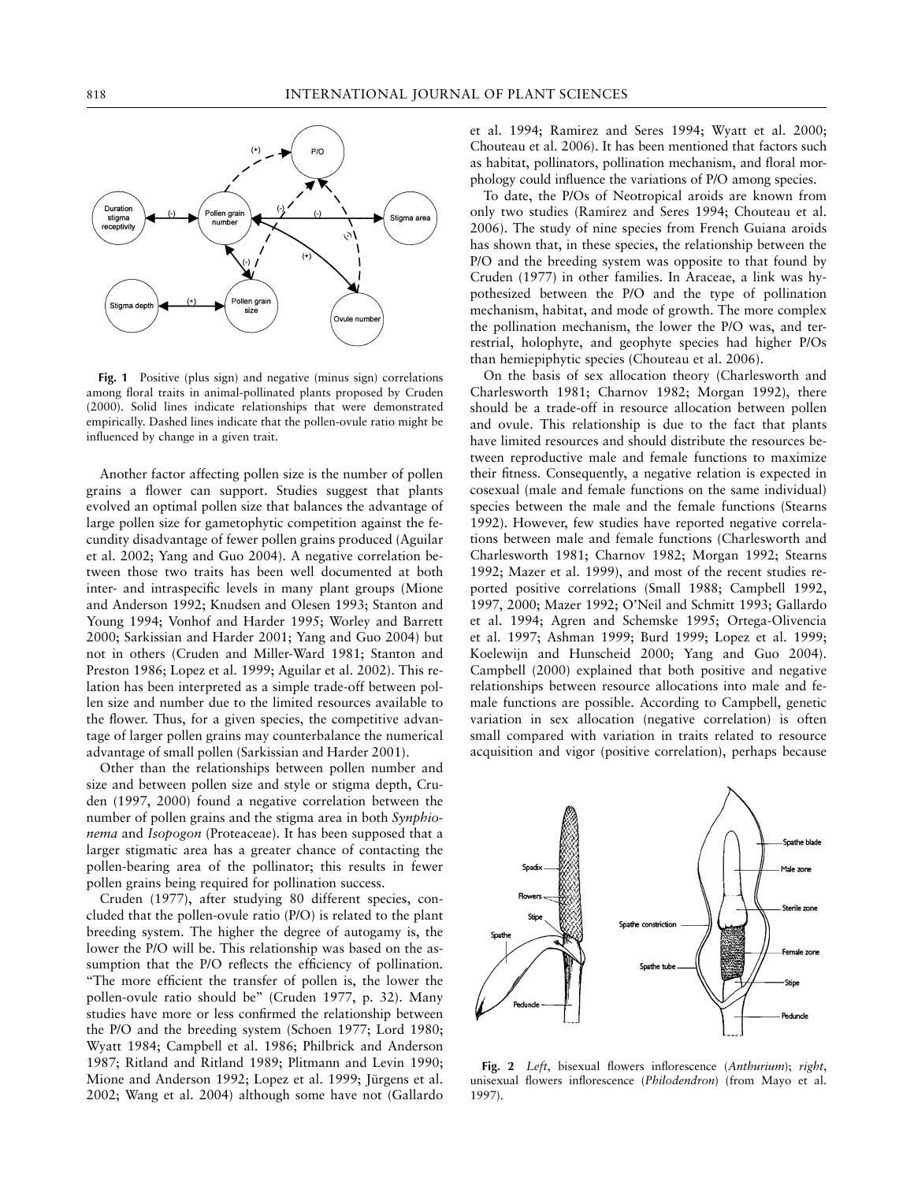**Fig. 1** Positive (plus sign) and negative (minus sign) correlations among floral traits in animal-pollinated plants proposed by Cruden (2000). Solid lines indicate relationships that were demonstrated empirically. Dashed lines indicate that the pollen-ovule ratio might be influenced by change in a given trait.

Another factor affecting pollen size is the number of pollen grains a flower can support. Studies suggest that plants evolved an optimal pollen size that balances the advantage of large pollen size for gametophytic competition against the fecundity disadvantage of fewer pollen grains produced (Aguilar et al. 2002; Yang and Guo 2004). A negative correlation between those two traits has been well documented at both inter- and intraspecific levels in many plant groups (Mione and Anderson 1992; Knudsen and Olesen 1993; Stanton and Young 1994; Vonhof and Harder 1995; Worley and Barrett 2000; Sarkissian and Harder 2001; Yang and Guo 2004) but not in others (Cruden and Miller-Ward 1981; Stanton and Preston 1986; Lopez et al. 1999; Aguilar et al. 2002). This relation has been interpreted as a simple trade-off between pollen size and number due to the limited resources available to the flower. Thus, for a given species, the competitive advantage of larger pollen grains may counterbalance the numerical advantage of small pollen (Sarkissian and Harder 2001).

Other than the relationships between pollen number and size and between pollen size and style or stigma depth, Cruden (1997, 2000) found a negative correlation between the number of pollen grains and the stigma area in both *Synphionema* and *Isopogon* (Proteaceae). It has been supposed that a larger stigmatic area has a greater chance of contacting the pollen-bearing area of the pollinator; this results in fewer pollen grains being required for pollination success.

Cruden (1977), after studying 80 different species, concluded that the pollen-ovule ratio (P/O) is related to the plant breeding system. The higher the degree of autogamy is, the lower the P/O will be. This relationship was based on the assumption that the P/O reflects the efficiency of pollination. "The more efficient the transfer of pollen is, the lower the pollen-ovule ratio should be" (Cruden 1977, p. 32). Many studies have more or less confirmed the relationship between the P/O and the breeding system (Schoen 1977; Lord 1980; Wyatt 1984; Campbell et al. 1986; Philbrick and Anderson 1987; Ritland and Ritland 1989; Plitmann and Levin 1990; Mione and Anderson 1992; Lopez et al. 1999; Jürgens et al. 2002; Wang et al. 2004) although some have not (Gallardo et al. 1994; Ramirez and Seres 1994; Wyatt et al. 2000; Chouteau et al. 2006). It has been mentioned that factors such as habitat, pollinators, pollination mechanism, and floral morphology could influence the variations of P/O among species.

To date, the P/Os of Neotropical aroids are known from only two studies (Ramirez and Seres 1994; Chouteau et al. 2006). The study of nine species from French Guiana aroids has shown that, in these species, the relationship between the P/O and the breeding system was opposite to that found by Cruden (1977) in other families. In Araceae, a link was hypothesized between the P/O and the type of pollination mechanism, habitat, and mode of growth. The more complex the pollination mechanism, the lower the P/O was, and terrestrial, holophyte, and geophyte species had higher P/Os than hemiepiphytic species (Chouteau et al. 2006).

On the basis of sex allocation theory (Charlesworth and Charlesworth 1981; Charnov 1982; Morgan 1992), there should be a trade-off in resource allocation between pollen and ovule. This relationship is due to the fact that plants have limited resources and should distribute the resources between reproductive male and female functions to maximize their fitness. Consequently, a negative relation is expected in cosexual (male and female functions on the same individual) species between the male and the female functions (Stearns 1992). However, few studies have reported negative correlations between male and female functions (Charlesworth and Charlesworth 1981; Charnov 1982; Morgan 1992; Stearns 1992; Mazer et al. 1999), and most of the recent studies reported positive correlations (Small 1988; Campbell 1992, 1997, 2000; Mazer 1992; O'Neil and Schmitt 1993; Gallardo et al. 1994; Agren and Schemske 1995; Ortega-Olivencia et al. 1997; Ashman 1999; Burd 1999; Lopez et al. 1999; Koelewijn and Hunscheid 2000; Yang and Guo 2004). Campbell (2000) explained that both positive and negative relationships between resource allocations into male and female functions are possible. According to Campbell, genetic variation in sex allocation (negative correlation) is often small compared with variation in traits related to resource acquisition and vigor (positive correlation), perhaps because

**Fig. 2** *Left*, bisexual flowers inflorescence (*Anthurium*); *right*, unisexual flowers inflorescence (*Philodendron*) (from Mayo et al. 1997).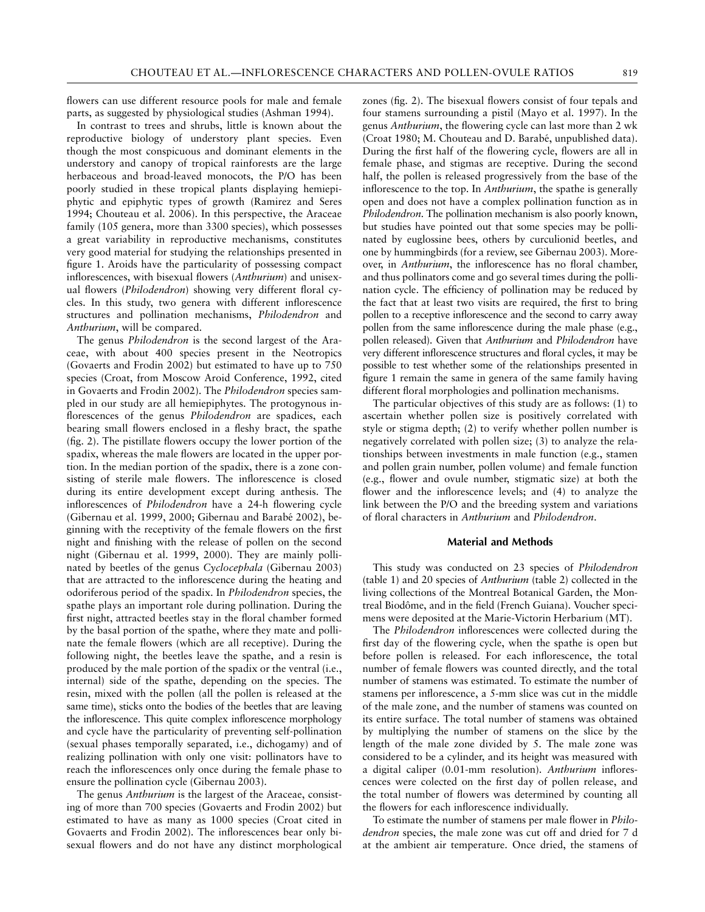flowers can use different resource pools for male and female parts, as suggested by physiological studies (Ashman 1994).

In contrast to trees and shrubs, little is known about the reproductive biology of understory plant species. Even though the most conspicuous and dominant elements in the understory and canopy of tropical rainforests are the large herbaceous and broad-leaved monocots, the P/O has been poorly studied in these tropical plants displaying hemiepiphytic and epiphytic types of growth (Ramirez and Seres 1994; Chouteau et al. 2006). In this perspective, the Araceae family (105 genera, more than 3300 species), which possesses a great variability in reproductive mechanisms, constitutes very good material for studying the relationships presented in figure 1. Aroids have the particularity of possessing compact inflorescences, with bisexual flowers (*Anthurium*) and unisexual flowers (*Philodendron*) showing very different floral cycles. In this study, two genera with different inflorescence structures and pollination mechanisms, *Philodendron* and *Anthurium*, will be compared.

The genus *Philodendron* is the second largest of the Araceae, with about 400 species present in the Neotropics (Govaerts and Frodin 2002) but estimated to have up to 750 species (Croat, from Moscow Aroid Conference, 1992, cited in Govaerts and Frodin 2002). The *Philodendron* species sampled in our study are all hemiepiphytes. The protogynous inflorescences of the genus *Philodendron* are spadices, each bearing small flowers enclosed in a fleshy bract, the spathe (fig. 2). The pistillate flowers occupy the lower portion of the spadix, whereas the male flowers are located in the upper portion. In the median portion of the spadix, there is a zone consisting of sterile male flowers. The inflorescence is closed during its entire development except during anthesis. The inflorescences of *Philodendron* have a 24-h flowering cycle (Gibernau et al. 1999, 2000; Gibernau and Barabé 2002), beginning with the receptivity of the female flowers on the first night and finishing with the release of pollen on the second night (Gibernau et al. 1999, 2000). They are mainly pollinated by beetles of the genus *Cyclocephala* (Gibernau 2003) that are attracted to the inflorescence during the heating and odoriferous period of the spadix. In *Philodendron* species, the spathe plays an important role during pollination. During the first night, attracted beetles stay in the floral chamber formed by the basal portion of the spathe, where they mate and pollinate the female flowers (which are all receptive). During the following night, the beetles leave the spathe, and a resin is produced by the male portion of the spadix or the ventral (i.e., internal) side of the spathe, depending on the species. The resin, mixed with the pollen (all the pollen is released at the same time), sticks onto the bodies of the beetles that are leaving the inflorescence. This quite complex inflorescence morphology and cycle have the particularity of preventing self-pollination (sexual phases temporally separated, i.e., dichogamy) and of realizing pollination with only one visit: pollinators have to reach the inflorescences only once during the female phase to ensure the pollination cycle (Gibernau 2003).

The genus *Anthurium* is the largest of the Araceae, consisting of more than 700 species (Govaerts and Frodin 2002) but estimated to have as many as 1000 species (Croat cited in Govaerts and Frodin 2002). The inflorescences bear only bisexual flowers and do not have any distinct morphological zones (fig. 2). The bisexual flowers consist of four tepals and four stamens surrounding a pistil (Mayo et al. 1997). In the genus *Anthurium*, the flowering cycle can last more than 2 wk (Croat 1980; M. Chouteau and D. Barabé, unpublished data). During the first half of the flowering cycle, flowers are all in female phase, and stigmas are receptive. During the second half, the pollen is released progressively from the base of the inflorescence to the top. In *Anthurium*, the spathe is generally open and does not have a complex pollination function as in *Philodendron*. The pollination mechanism is also poorly known, but studies have pointed out that some species may be pollinated by euglossine bees, others by curculionid beetles, and one by hummingbirds (for a review, see Gibernau 2003). Moreover, in *Anthurium*, the inflorescence has no floral chamber, and thus pollinators come and go several times during the pollination cycle. The efficiency of pollination may be reduced by the fact that at least two visits are required, the first to bring pollen to a receptive inflorescence and the second to carry away pollen from the same inflorescence during the male phase (e.g., pollen released). Given that *Anthurium* and *Philodendron* have very different inflorescence structures and floral cycles, it may be possible to test whether some of the relationships presented in figure 1 remain the same in genera of the same family having different floral morphologies and pollination mechanisms.

The particular objectives of this study are as follows: (1) to ascertain whether pollen size is positively correlated with style or stigma depth; (2) to verify whether pollen number is negatively correlated with pollen size; (3) to analyze the relationships between investments in male function (e.g., stamen and pollen grain number, pollen volume) and female function (e.g., flower and ovule number, stigmatic size) at both the flower and the inflorescence levels; and (4) to analyze the link between the P/O and the breeding system and variations of floral characters in *Anthurium* and *Philodendron*.

## Material and Methods

This study was conducted on 23 species of *Philodendron* (table 1) and 20 species of *Anthurium* (table 2) collected in the living collections of the Montreal Botanical Garden, the Montreal Biodôme, and in the field (French Guiana). Voucher specimens were deposited at the Marie-Victorin Herbarium (MT).

The *Philodendron* inflorescences were collected during the first day of the flowering cycle, when the spathe is open but before pollen is released. For each inflorescence, the total number of female flowers was counted directly, and the total number of stamens was estimated. To estimate the number of stamens per inflorescence, a 5-mm slice was cut in the middle of the male zone, and the number of stamens was counted on its entire surface. The total number of stamens was obtained by multiplying the number of stamens on the slice by the length of the male zone divided by 5. The male zone was considered to be a cylinder, and its height was measured with a digital caliper (0.01-mm resolution). *Anthurium* inflorescences were colected on the first day of pollen release, and the total number of flowers was determined by counting all the flowers for each inflorescence individually.

To estimate the number of stamens per male flower in *Philodendron* species, the male zone was cut off and dried for 7 d at the ambient air temperature. Once dried, the stamens of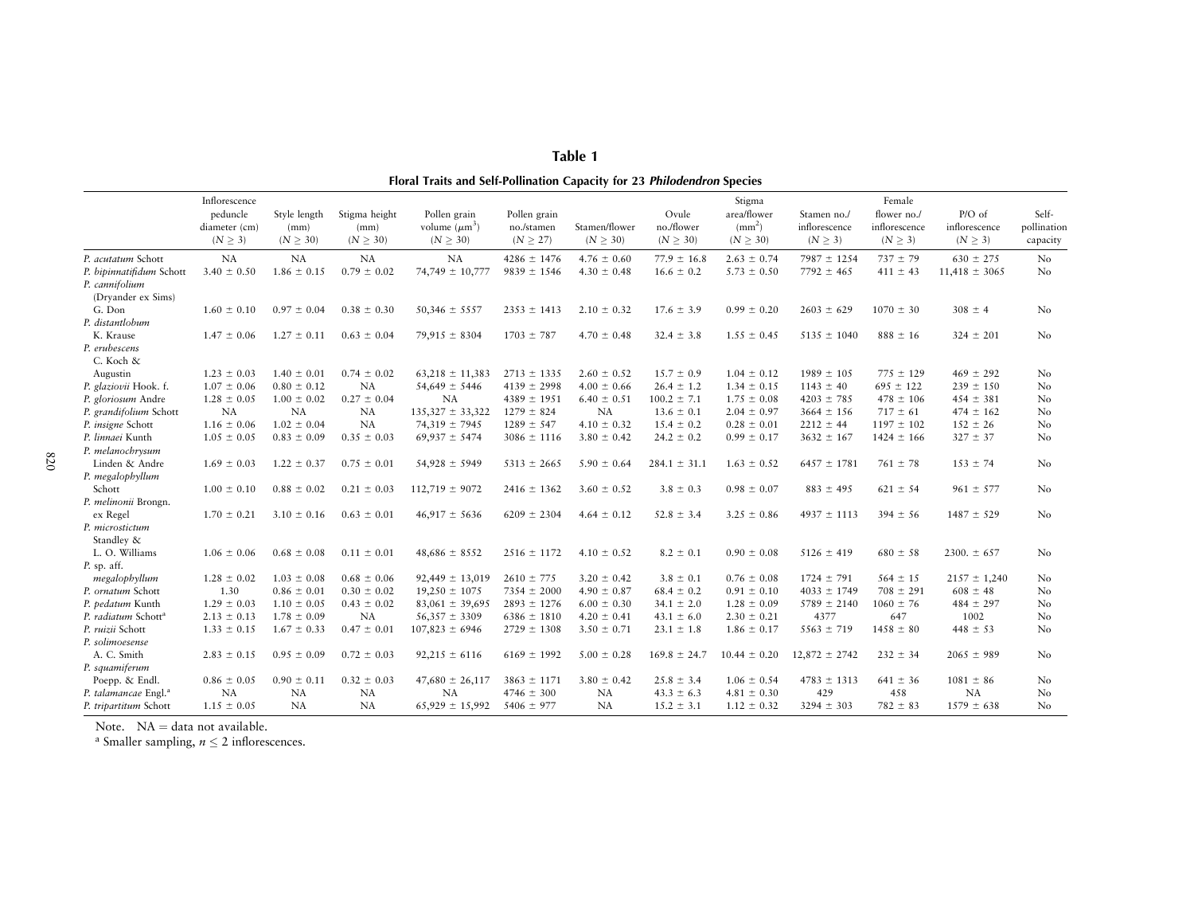**Table 1**

**Floral Traits and Self-Pollination Capacity for 23 *Philodendron* Species**

| | Inflorescence peduncle diameter (cm) ($N \geq 3$) | Style length (mm) ($N \geq 30$) | Stigma height (mm) ($N \geq 30$) | Pollen grain volume ($\mu m^3$) ($N \geq 30$) | Pollen grain no./stamen ($N \geq 27$) | Stamen/flower ($N \geq 30$) | Ovule no./flower ($N \geq 30$) | Stigma area/flower ($mm^2$) ($N \geq 30$) | Stamen no./inflorescence ($N \geq 3$) | Female flower no./inflorescence ($N \geq 3$) | P/O of inflorescence ($N \geq 3$) | Self-pollination capacity |
|---|---|---|---|---|---|---|---|---|---|---|---|---|
| *P. acutatum* Schott | NA | NA | NA | NA | 4286 ± 1476 | 4.76 ± 0.60 | 77.9 ± 16.8 | 2.63 ± 0.74 | 7987 ± 1254 | 737 ± 79 | 630 ± 275 | No |
| *P. bipinnatifidum* Schott | 3.40 ± 0.50 | 1.86 ± 0.15 | 0.79 ± 0.02 | 74,749 ± 10,777 | 9839 ± 1546 | 4.30 ± 0.48 | 16.6 ± 0.2 | 5.73 ± 0.50 | 7792 ± 465 | 411 ± 43 | 11,418 ± 3065 | No |
| *P. cannifolium* (Dryander ex Sims) G. Don | 1.60 ± 0.10 | 0.97 ± 0.04 | 0.38 ± 0.30 | 50,346 ± 5557 | 2353 ± 1413 | 2.10 ± 0.32 | 17.6 ± 3.9 | 0.99 ± 0.20 | 2603 ± 629 | 1070 ± 30 | 308 ± 4 | No |
| *P. distantlobum* K. Krause | 1.47 ± 0.06 | 1.27 ± 0.11 | 0.63 ± 0.04 | 79,915 ± 8304 | 1703 ± 787 | 4.70 ± 0.48 | 32.4 ± 3.8 | 1.55 ± 0.45 | 5135 ± 1040 | 888 ± 16 | 324 ± 201 | No |
| *P. erubescens* C. Koch & Augustin | 1.23 ± 0.03 | 1.40 ± 0.01 | 0.74 ± 0.02 | 63,218 ± 11,383 | 2713 ± 1335 | 2.60 ± 0.52 | 15.7 ± 0.9 | 1.04 ± 0.12 | 1989 ± 105 | 775 ± 129 | 469 ± 292 | No |
| *P. glaziovii* Hook. f. | 1.07 ± 0.06 | 0.80 ± 0.12 | NA | 54,649 ± 5446 | 4139 ± 2998 | 4.00 ± 0.66 | 26.4 ± 1.2 | 1.34 ± 0.15 | 1143 ± 40 | 695 ± 122 | 239 ± 150 | No |
| *P. gloriosum* Andre | 1.28 ± 0.05 | 1.00 ± 0.02 | 0.27 ± 0.04 | NA | 4389 ± 1951 | 6.40 ± 0.51 | 100.2 ± 7.1 | 1.75 ± 0.08 | 4203 ± 785 | 478 ± 106 | 454 ± 381 | No |
| *P. grandifolium* Schott | NA | NA | NA | 135,327 ± 33,322 | 1279 ± 824 | NA | 13.6 ± 0.1 | 2.04 ± 0.97 | 3664 ± 156 | 717 ± 61 | 474 ± 162 | No |
| *P. insigne* Schott | 1.16 ± 0.06 | 1.02 ± 0.04 | NA | 74,319 ± 7945 | 1289 ± 547 | 4.10 ± 0.32 | 15.4 ± 0.2 | 0.28 ± 0.01 | 2212 ± 44 | 1197 ± 102 | 152 ± 26 | No |
| *P. linnaei* Kunth | 1.05 ± 0.05 | 0.83 ± 0.09 | 0.35 ± 0.03 | 69,937 ± 5474 | 3086 ± 1116 | 3.80 ± 0.42 | 24.2 ± 0.2 | 0.99 ± 0.17 | 3632 ± 167 | 1424 ± 166 | 327 ± 37 | No |
| *P. melanochrysum* Linden & Andre | 1.69 ± 0.03 | 1.22 ± 0.37 | 0.75 ± 0.01 | 54,928 ± 5949 | 5313 ± 2665 | 5.90 ± 0.64 | 284.1 ± 31.1 | 1.63 ± 0.52 | 6457 ± 1781 | 761 ± 78 | 153 ± 74 | No |
| *P. megalophyllum* Schott | 1.00 ± 0.10 | 0.88 ± 0.02 | 0.21 ± 0.03 | 112,719 ± 9072 | 2416 ± 1362 | 3.60 ± 0.52 | 3.8 ± 0.3 | 0.98 ± 0.07 | 883 ± 495 | 621 ± 54 | 961 ± 577 | No |
| *P. melinonii* Brongn. ex Regel | 1.70 ± 0.21 | 3.10 ± 0.16 | 0.63 ± 0.01 | 46,917 ± 5636 | 6209 ± 2304 | 4.64 ± 0.12 | 52.8 ± 3.4 | 3.25 ± 0.86 | 4937 ± 1113 | 394 ± 56 | 1487 ± 529 | No |
| *P. microstictum* Standley & L. O. Williams | 1.06 ± 0.06 | 0.68 ± 0.08 | 0.11 ± 0.01 | 48,686 ± 8552 | 2516 ± 1172 | 4.10 ± 0.52 | 8.2 ± 0.1 | 0.90 ± 0.08 | 5126 ± 419 | 680 ± 58 | 2300. ± 657 | No |
| *P.* sp. aff. *megalophyllum* | 1.28 ± 0.02 | 1.03 ± 0.08 | 0.68 ± 0.06 | 92,449 ± 13,019 | 2610 ± 775 | 3.20 ± 0.42 | 3.8 ± 0.1 | 0.76 ± 0.08 | 1724 ± 791 | 564 ± 15 | 2157 ± 1,240 | No |
| *P. ornatum* Schott | 1.30 | 0.86 ± 0.01 | 0.30 ± 0.02 | 19,250 ± 1075 | 7354 ± 2000 | 4.90 ± 0.87 | 68.4 ± 0.2 | 0.91 ± 0.10 | 4033 ± 1749 | 708 ± 291 | 608 ± 48 | No |
| *P. pedatum* Kunth | 1.29 ± 0.03 | 1.10 ± 0.05 | 0.43 ± 0.02 | 83,061 ± 39,695 | 2893 ± 1276 | 6.00 ± 0.30 | 34.1 ± 2.0 | 1.28 ± 0.09 | 5789 ± 2140 | 1060 ± 76 | 484 ± 297 | No |
| *P. radiatum* Schott[a] | 2.13 ± 0.13 | 1.78 ± 0.09 | NA | 56,357 ± 3309 | 6386 ± 1810 | 4.20 ± 0.41 | 43.1 ± 6.0 | 2.30 ± 0.21 | 4377 | 647 | 1002 | No |
| *P. ruizii* Schott | 1.33 ± 0.15 | 1.67 ± 0.33 | 0.47 ± 0.01 | 107,823 ± 6946 | 2729 ± 1308 | 3.50 ± 0.71 | 23.1 ± 1.8 | 1.86 ± 0.17 | 5563 ± 719 | 1458 ± 80 | 448 ± 53 | No |
| *P. solimoesense* A. C. Smith | 2.83 ± 0.15 | 0.95 ± 0.09 | 0.72 ± 0.03 | 92,215 ± 6116 | 6169 ± 1992 | 5.00 ± 0.28 | 169.8 ± 24.7 | 10.44 ± 0.20 | 12,872 ± 2742 | 232 ± 34 | 2065 ± 989 | No |
| *P. squamiferum* Poepp. & Endl. | 0.86 ± 0.05 | 0.90 ± 0.11 | 0.32 ± 0.03 | 47,680 ± 26,117 | 3863 ± 1171 | 3.80 ± 0.42 | 25.8 ± 3.4 | 1.06 ± 0.54 | 4783 ± 1313 | 641 ± 36 | 1081 ± 86 | No |
| *P. talamancae* Engl.[a] | NA | NA | NA | NA | 4746 ± 300 | NA | 43.3 ± 6.3 | 4.81 ± 0.30 | 429 | 458 | NA | No |
| *P. tripartitum* Schott | 1.15 ± 0.05 | NA | NA | 65,929 ± 15,992 | 5406 ± 977 | NA | 15.2 ± 3.1 | 1.12 ± 0.32 | 3294 ± 303 | 782 ± 83 | 1579 ± 638 | No |

Note. NA = data not available.

[a] Smaller sampling, $n \leq 2$ inflorescences.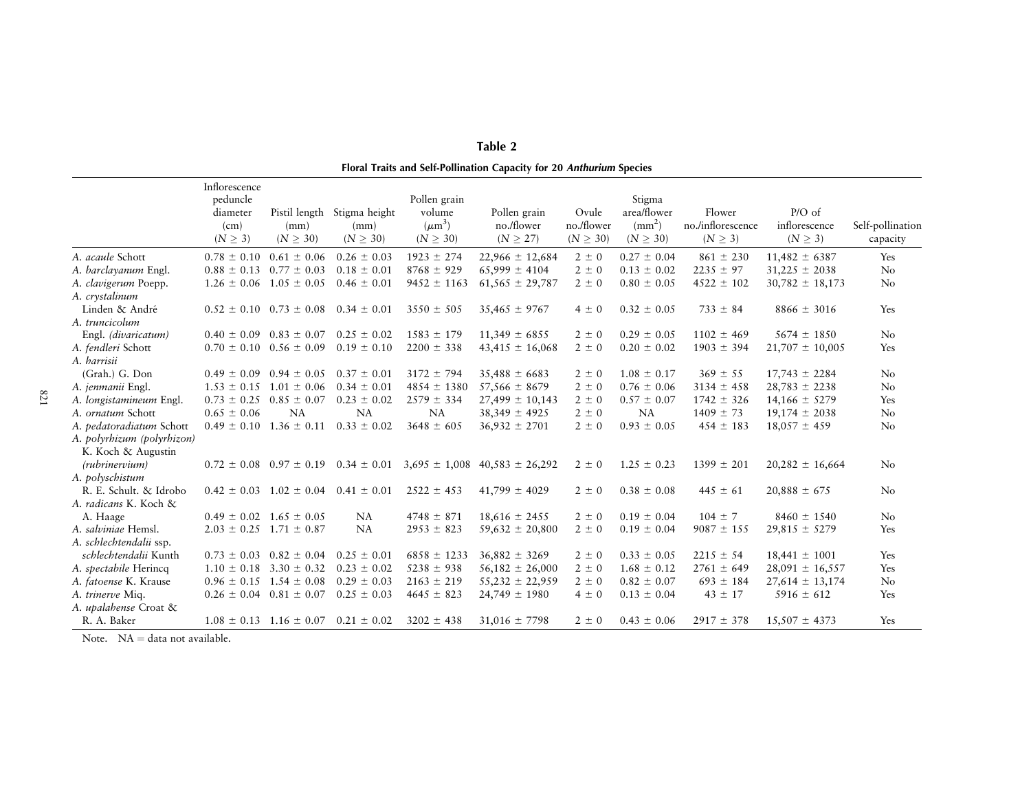**Table 2**

**Floral Traits and Self-Pollination Capacity for 20 *Anthurium* Species**

| | Inflorescence peduncle diameter (cm) ($N \geq 3$) | Pistil length (mm) ($N \geq 30$) | Stigma height (mm) ($N \geq 30$) | Pollen grain volume ($\mu m^3$) ($N \geq 30$) | Pollen grain no./flower ($N \geq 27$) | Ovule no./flower ($N \geq 30$) | Stigma area/flower ($mm^2$) ($N \geq 30$) | Flower no./inflorescence ($N \geq 3$) | P/O of inflorescence ($N \geq 3$) | Self-pollination capacity |
|---|---|---|---|---|---|---|---|---|---|---|
| *A. acaule* Schott | 0.78 ± 0.10 | 0.61 ± 0.06 | 0.26 ± 0.03 | 1923 ± 274 | 22,966 ± 12,684 | 2 ± 0 | 0.27 ± 0.04 | 861 ± 230 | 11,482 ± 6387 | Yes |
| *A. barclayanum* Engl. | 0.88 ± 0.13 | 0.77 ± 0.03 | 0.18 ± 0.01 | 8768 ± 929 | 65,999 ± 4104 | 2 ± 0 | 0.13 ± 0.02 | 2235 ± 97 | 31,225 ± 2038 | No |
| *A. clavigerum* Poepp. | 1.26 ± 0.06 | 1.05 ± 0.05 | 0.46 ± 0.01 | 9452 ± 1163 | 61,565 ± 29,787 | 2 ± 0 | 0.80 ± 0.05 | 4522 ± 102 | 30,782 ± 18,173 | No |
| *A. crystalinum* Linden & André | 0.52 ± 0.10 | 0.73 ± 0.08 | 0.34 ± 0.01 | 3550 ± 505 | 35,465 ± 9767 | 4 ± 0 | 0.32 ± 0.05 | 733 ± 84 | 8866 ± 3016 | Yes |
| *A. truncicolum* Engl. *(divaricatum)* | 0.40 ± 0.09 | 0.83 ± 0.07 | 0.25 ± 0.02 | 1583 ± 179 | 11,349 ± 6855 | 2 ± 0 | 0.29 ± 0.05 | 1102 ± 469 | 5674 ± 1850 | No |
| *A. fendleri* Schott | 0.70 ± 0.10 | 0.56 ± 0.09 | 0.19 ± 0.10 | 2200 ± 338 | 43,415 ± 16,068 | 2 ± 0 | 0.20 ± 0.02 | 1903 ± 394 | 21,707 ± 10,005 | Yes |
| *A. harrisii* (Grah.) G. Don | 0.49 ± 0.09 | 0.94 ± 0.05 | 0.37 ± 0.01 | 3172 ± 794 | 35,488 ± 6683 | 2 ± 0 | 1.08 ± 0.17 | 369 ± 55 | 17,743 ± 2284 | No |
| *A. jenmanii* Engl. | 1.53 ± 0.15 | 1.01 ± 0.06 | 0.34 ± 0.01 | 4854 ± 1380 | 57,566 ± 8679 | 2 ± 0 | 0.76 ± 0.06 | 3134 ± 458 | 28,783 ± 2238 | No |
| *A. longistamineum* Engl. | 0.73 ± 0.25 | 0.85 ± 0.07 | 0.23 ± 0.02 | 2579 ± 334 | 27,499 ± 10,143 | 2 ± 0 | 0.57 ± 0.07 | 1742 ± 326 | 14,166 ± 5279 | Yes |
| *A. ornatum* Schott | 0.65 ± 0.06 | NA | NA | NA | 38,349 ± 4925 | 2 ± 0 | NA | 1409 ± 73 | 19,174 ± 2038 | No |
| *A. pedatoradiatum* Schott | 0.49 ± 0.10 | 1.36 ± 0.11 | 0.33 ± 0.02 | 3648 ± 605 | 36,932 ± 2701 | 2 ± 0 | 0.93 ± 0.05 | 454 ± 183 | 18,057 ± 459 | No |
| *A. polyrhizum (polyrhizon)* K. Koch & Augustin *(rubrinervium)* | 0.72 ± 0.08 | 0.97 ± 0.19 | 0.34 ± 0.01 | 3,695 ± 1,008 | 40,583 ± 26,292 | 2 ± 0 | 1.25 ± 0.23 | 1399 ± 201 | 20,282 ± 16,664 | No |
| *A. polyschistum* R. E. Schult. & Idrobo | 0.42 ± 0.03 | 1.02 ± 0.04 | 0.41 ± 0.01 | 2522 ± 453 | 41,799 ± 4029 | 2 ± 0 | 0.38 ± 0.08 | 445 ± 61 | 20,888 ± 675 | No |
| *A. radicans* K. Koch & A. Haage | 0.49 ± 0.02 | 1.65 ± 0.05 | NA | 4748 ± 871 | 18,616 ± 2455 | 2 ± 0 | 0.19 ± 0.04 | 104 ± 7 | 8460 ± 1540 | No |
| *A. salviniae* Hemsl. | 2.03 ± 0.25 | 1.71 ± 0.87 | NA | 2953 ± 823 | 59,632 ± 20,800 | 2 ± 0 | 0.19 ± 0.04 | 9087 ± 155 | 29,815 ± 5279 | Yes |
| *A. schlechtendalii* ssp. *schlechtendalii* Kunth | 0.73 ± 0.03 | 0.82 ± 0.04 | 0.25 ± 0.01 | 6858 ± 1233 | 36,882 ± 3269 | 2 ± 0 | 0.33 ± 0.05 | 2215 ± 54 | 18,441 ± 1001 | Yes |
| *A. spectabile* Herincq | 1.10 ± 0.18 | 3.30 ± 0.32 | 0.23 ± 0.02 | 5238 ± 938 | 56,182 ± 26,000 | 2 ± 0 | 1.68 ± 0.12 | 2761 ± 649 | 28,091 ± 16,557 | Yes |
| *A. fatoense* K. Krause | 0.96 ± 0.15 | 1.54 ± 0.08 | 0.29 ± 0.03 | 2163 ± 219 | 55,232 ± 22,959 | 2 ± 0 | 0.82 ± 0.07 | 693 ± 184 | 27,614 ± 13,174 | No |
| *A. trinerve* Miq. | 0.26 ± 0.04 | 0.81 ± 0.07 | 0.25 ± 0.03 | 4645 ± 823 | 24,749 ± 1980 | 4 ± 0 | 0.13 ± 0.04 | 43 ± 17 | 5916 ± 612 | Yes |
| *A. upalahense* Croat & R. A. Baker | 1.08 ± 0.13 | 1.16 ± 0.07 | 0.21 ± 0.02 | 3202 ± 438 | 31,016 ± 7798 | 2 ± 0 | 0.43 ± 0.06 | 2917 ± 378 | 15,507 ± 4373 | Yes |

Note. NA = data not available.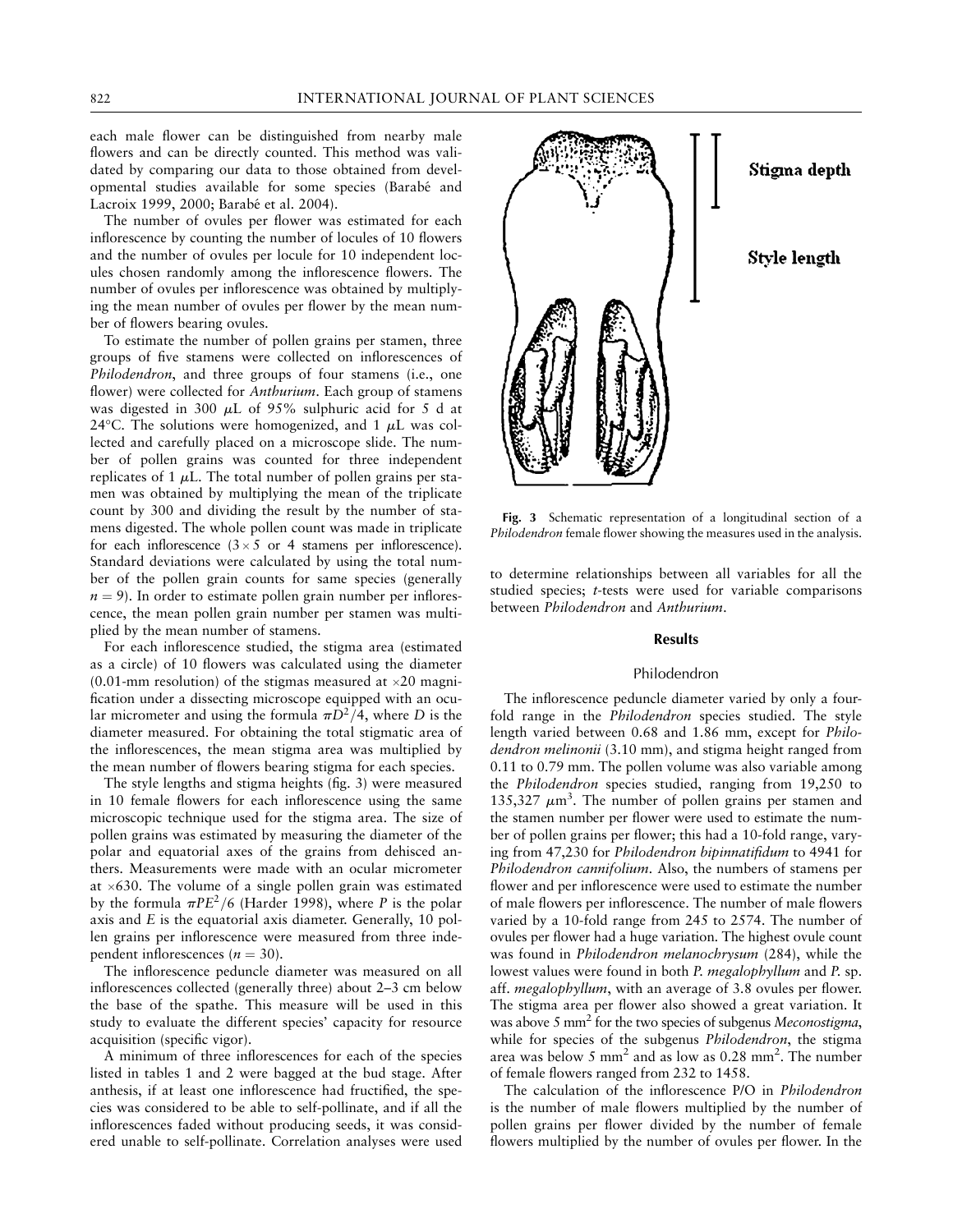each male flower can be distinguished from nearby male flowers and can be directly counted. This method was validated by comparing our data to those obtained from developmental studies available for some species (Barabé and Lacroix 1999, 2000; Barabé et al. 2004).

The number of ovules per flower was estimated for each inflorescence by counting the number of locules of 10 flowers and the number of ovules per locule for 10 independent locules chosen randomly among the inflorescence flowers. The number of ovules per inflorescence was obtained by multiplying the mean number of ovules per flower by the mean number of flowers bearing ovules.

To estimate the number of pollen grains per stamen, three groups of five stamens were collected on inflorescences of *Philodendron*, and three groups of four stamens (i.e., one flower) were collected for *Anthurium*. Each group of stamens was digested in 300 $\mu$L of 95% sulphuric acid for 5 d at 24°C. The solutions were homogenized, and 1 $\mu$L was collected and carefully placed on a microscope slide. The number of pollen grains was counted for three independent replicates of 1 $\mu$L. The total number of pollen grains per stamen was obtained by multiplying the mean of the triplicate count by 300 and dividing the result by the number of stamens digested. The whole pollen count was made in triplicate for each inflorescence ($3 \times 5$ or 4 stamens per inflorescence). Standard deviations were calculated by using the total number of the pollen grain counts for same species (generally $n = 9$). In order to estimate pollen grain number per inflorescence, the mean pollen grain number per stamen was multiplied by the mean number of stamens.

For each inflorescence studied, the stigma area (estimated as a circle) of 10 flowers was calculated using the diameter (0.01-mm resolution) of the stigmas measured at $\times 20$ magnification under a dissecting microscope equipped with an ocular micrometer and using the formula $\pi D^2/4$, where $D$ is the diameter measured. For obtaining the total stigmatic area of the inflorescences, the mean stigma area was multiplied by the mean number of flowers bearing stigma for each species.

The style lengths and stigma heights (fig. 3) were measured in 10 female flowers for each inflorescence using the same microscopic technique used for the stigma area. The size of pollen grains was estimated by measuring the diameter of the polar and equatorial axes of the grains from dehisced anthers. Measurements were made with an ocular micrometer at $\times 630$. The volume of a single pollen grain was estimated by the formula $\pi PE^2/6$ (Harder 1998), where $P$ is the polar axis and $E$ is the equatorial axis diameter. Generally, 10 pollen grains per inflorescence were measured from three independent inflorescences ($n = 30$).

The inflorescence peduncle diameter was measured on all inflorescences collected (generally three) about 2–3 cm below the base of the spathe. This measure will be used in this study to evaluate the different species' capacity for resource acquisition (specific vigor).

A minimum of three inflorescences for each of the species listed in tables 1 and 2 were bagged at the bud stage. After anthesis, if at least one inflorescence had fructified, the species was considered to be able to self-pollinate, and if all the inflorescences faded without producing seeds, it was considered unable to self-pollinate. Correlation analyses were used to determine relationships between all variables for all the studied species; *t*-tests were used for variable comparisons between *Philodendron* and *Anthurium*.

Stigma depth

Style length

**Fig. 3** Schematic representation of a longitudinal section of a *Philodendron* female flower showing the measures used in the analysis.

## Results

### Philodendron

The inflorescence peduncle diameter varied by only a fourfold range in the *Philodendron* species studied. The style length varied between 0.68 and 1.86 mm, except for *Philodendron melinonii* (3.10 mm), and stigma height ranged from 0.11 to 0.79 mm. The pollen volume was also variable among the *Philodendron* species studied, ranging from 19,250 to 135,327 $\mu m^3$. The number of pollen grains per stamen and the stamen number per flower were used to estimate the number of pollen grains per flower; this had a 10-fold range, varying from 47,230 for *Philodendron bipinnatifidum* to 4941 for *Philodendron cannifolium*. Also, the numbers of stamens per flower and per inflorescence were used to estimate the number of male flowers per inflorescence. The number of male flowers varied by a 10-fold range from 245 to 2574. The number of ovules per flower had a huge variation. The highest ovule count was found in *Philodendron melanochrysum* (284), while the lowest values were found in both *P. megalophyllum* and *P.* sp. aff. *megalophyllum*, with an average of 3.8 ovules per flower. The stigma area per flower also showed a great variation. It was above 5 $mm^2$ for the two species of subgenus *Meconostigma*, while for species of the subgenus *Philodendron*, the stigma area was below 5 $mm^2$ and as low as 0.28 $mm^2$. The number of female flowers ranged from 232 to 1458.

The calculation of the inflorescence P/O in *Philodendron* is the number of male flowers multiplied by the number of pollen grains per flower divided by the number of female flowers multiplied by the number of ovules per flower. In the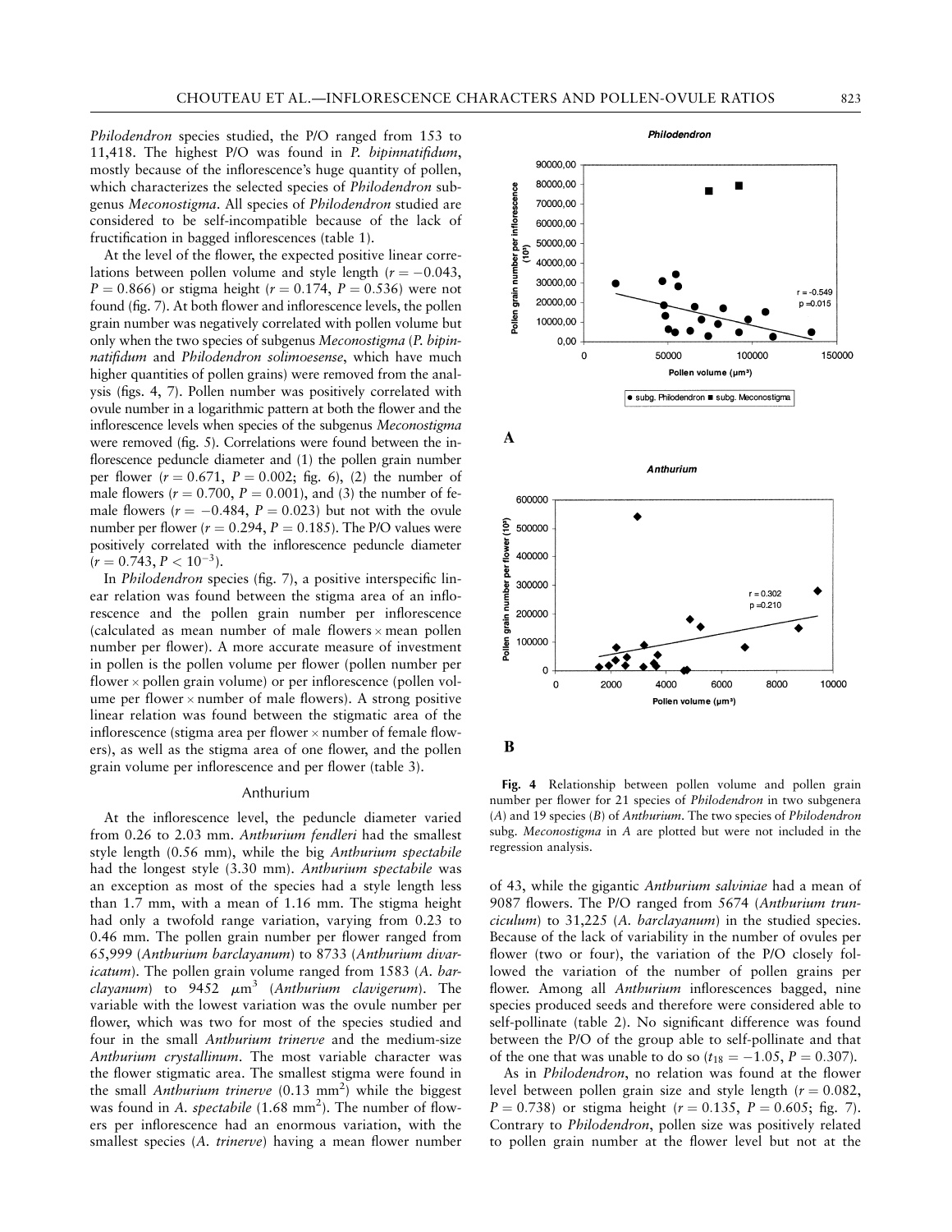*Philodendron* species studied, the P/O ranged from 153 to 11,418. The highest P/O was found in *P. bipinnatifidum*, mostly because of the inflorescence's huge quantity of pollen, which characterizes the selected species of *Philodendron* subgenus *Meconostigma*. All species of *Philodendron* studied are considered to be self-incompatible because of the lack of fructification in bagged inflorescences (table 1).

At the level of the flower, the expected positive linear correlations between pollen volume and style length ($r = -0.043$, $P = 0.866$) or stigma height ($r = 0.174$, $P = 0.536$) were not found (fig. 7). At both flower and inflorescence levels, the pollen grain number was negatively correlated with pollen volume but only when the two species of subgenus *Meconostigma* (*P. bipinnatifidum* and *Philodendron solimoesense*, which have much higher quantities of pollen grains) were removed from the analysis (figs. 4, 7). Pollen number was positively correlated with ovule number in a logarithmic pattern at both the flower and the inflorescence levels when species of the subgenus *Meconostigma* were removed (fig. 5). Correlations were found between the inflorescence peduncle diameter and (1) the pollen grain number per flower ($r = 0.671$, $P = 0.002$; fig. 6), (2) the number of male flowers ($r = 0.700$, $P = 0.001$), and (3) the number of female flowers ($r = -0.484$, $P = 0.023$) but not with the ovule number per flower ($r = 0.294$, $P = 0.185$). The P/O values were positively correlated with the inflorescence peduncle diameter ($r = 0.743$, $P < 10^{-3}$).

In *Philodendron* species (fig. 7), a positive interspecific linear relation was found between the stigma area of an inflorescence and the pollen grain number per inflorescence (calculated as mean number of male flowers × mean pollen number per flower). A more accurate measure of investment in pollen is the pollen volume per flower (pollen number per flower × pollen grain volume) or per inflorescence (pollen volume per flower × number of male flowers). A strong positive linear relation was found between the stigmatic area of the inflorescence (stigma area per flower × number of female flowers), as well as the stigma area of one flower, and the pollen grain volume per inflorescence and per flower (table 3).

## Anthurium

At the inflorescence level, the peduncle diameter varied from 0.26 to 2.03 mm. *Anthurium fendleri* had the smallest style length (0.56 mm), while the big *Anthurium spectabile* had the longest style (3.30 mm). *Anthurium spectabile* was an exception as most of the species had a style length less than 1.7 mm, with a mean of 1.16 mm. The stigma height had only a twofold range variation, varying from 0.23 to 0.46 mm. The pollen grain number per flower ranged from 65,999 (*Anthurium barclayanum*) to 8733 (*Anthurium divaricatum*). The pollen grain volume ranged from 1583 (*A. barclayanum*) to 9452 $\mu m^3$ (*Anthurium clavigerum*). The variable with the lowest variation was the ovule number per flower, which was two for most of the species studied and four in the small *Anthurium trinerve* and the medium-size *Anthurium crystallinum*. The most variable character was the flower stigmatic area. The smallest stigma were found in the small *Anthurium trinerve* (0.13 $mm^2$) while the biggest was found in *A. spectabile* (1.68 $mm^2$). The number of flowers per inflorescence had an enormous variation, with the smallest species (*A. trinerve*) having a mean flower number of 43, while the gigantic *Anthurium salviniae* had a mean of 9087 flowers. The P/O ranged from 5674 (*Anthurium trunciculum*) to 31,225 (*A. barclayanum*) in the studied species. Because of the lack of variability in the number of ovules per flower (two or four), the variation of the P/O closely followed the variation of the number of pollen grains per flower. Among all *Anthurium* inflorescences bagged, nine species produced seeds and therefore were considered able to self-pollinate (table 2). No significant difference was found between the P/O of the group able to self-pollinate and that of the one that was unable to do so ($t_{18} = -1.05$, $P = 0.307$).

As in *Philodendron*, no relation was found at the flower level between pollen grain size and style length ($r = 0.082$, $P = 0.738$) or stigma height ($r = 0.135$, $P = 0.605$; fig. 7). Contrary to *Philodendron*, pollen size was positively related to pollen grain number at the flower level but not at the

**Fig. 4** Relationship between pollen volume and pollen grain number per flower for 21 species of *Philodendron* in two subgenera (*A*) and 19 species (*B*) of *Anthurium*. The two species of *Philodendron* subg. *Meconostigma* in *A* are plotted but were not included in the regression analysis.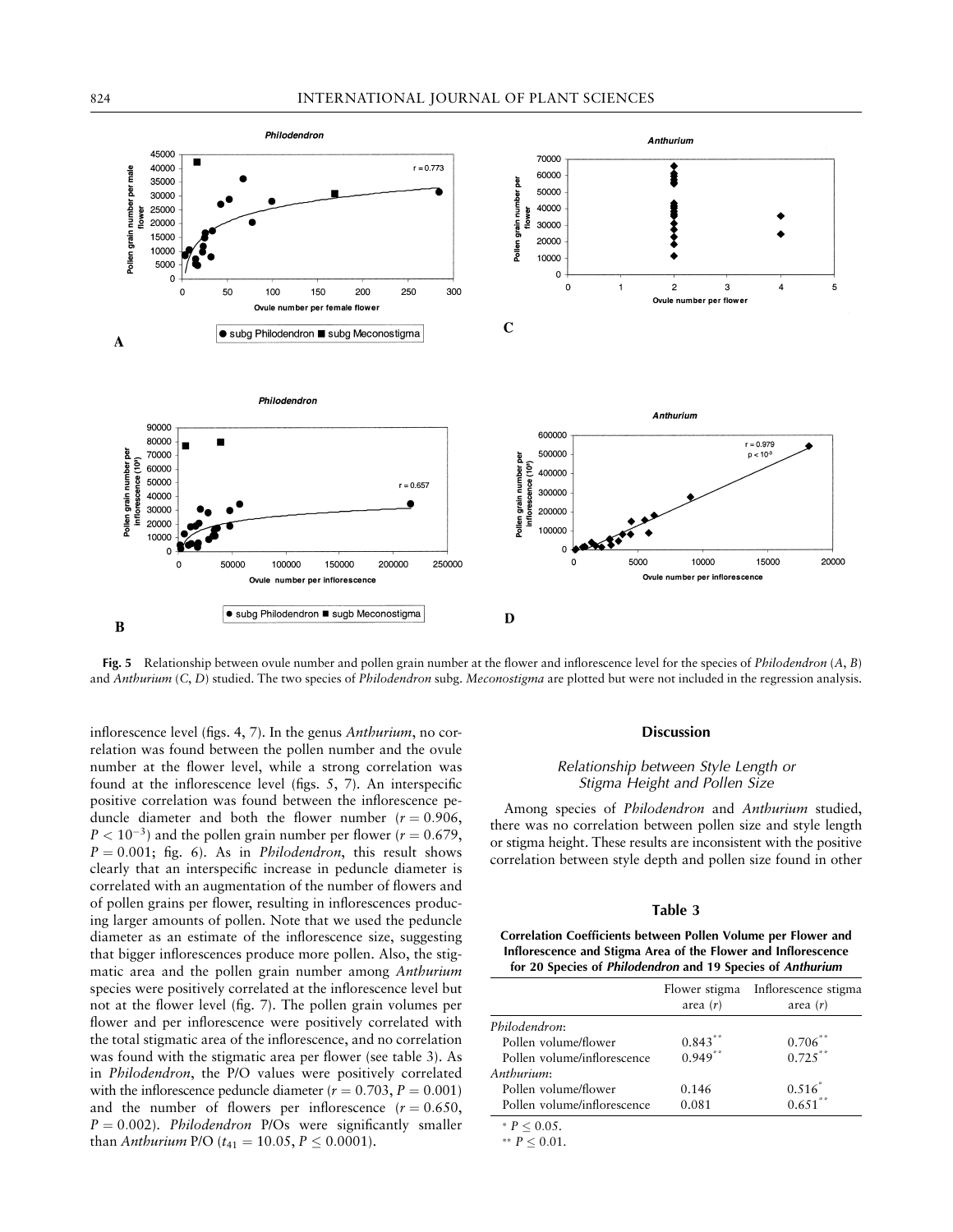**Fig. 5** Relationship between ovule number and pollen grain number at the flower and inflorescence level for the species of *Philodendron* (*A*, *B*) and *Anthurium* (*C*, *D*) studied. The two species of *Philodendron* subg. *Meconostigma* are plotted but were not included in the regression analysis.

inflorescence level (figs. 4, 7). In the genus *Anthurium*, no correlation was found between the pollen number and the ovule number at the flower level, while a strong correlation was found at the inflorescence level (figs. 5, 7). An interspecific positive correlation was found between the inflorescence peduncle diameter and both the flower number ($r = 0.906$, $P < 10^{-3}$) and the pollen grain number per flower ($r = 0.679$, $P = 0.001$; fig. 6). As in *Philodendron*, this result shows clearly that an interspecific increase in peduncle diameter is correlated with an augmentation of the number of flowers and of pollen grains per flower, resulting in inflorescences producing larger amounts of pollen. Note that we used the peduncle diameter as an estimate of the inflorescence size, suggesting that bigger inflorescences produce more pollen. Also, the stigmatic area and the pollen grain number among *Anthurium* species were positively correlated at the inflorescence level but not at the flower level (fig. 7). The pollen grain volumes per flower and per inflorescence were positively correlated with the total stigmatic area of the inflorescence, and no correlation was found with the stigmatic area per flower (see table 3). As in *Philodendron*, the P/O values were positively correlated with the inflorescence peduncle diameter ($r = 0.703$, $P = 0.001$) and the number of flowers per inflorescence ($r = 0.650$, $P = 0.002$). *Philodendron* P/Os were significantly smaller than *Anthurium* P/O ($t_{41} = 10.05$, $P \leq 0.0001$).

## Discussion

### Relationship between Style Length or Stigma Height and Pollen Size

Among species of *Philodendron* and *Anthurium* studied, there was no correlation between pollen size and style length or stigma height. These results are inconsistent with the positive correlation between style depth and pollen size found in other

**Table 3**

**Correlation Coefficients between Pollen Volume per Flower and Inflorescence and Stigma Area of the Flower and Inflorescence for 20 Species of *Philodendron* and 19 Species of *Anthurium***

| | Flower stigma area ($r$) | Inflorescence stigma area ($r$) |
|---|---|---|
| *Philodendron*: | | |
| Pollen volume/flower | $0.843^{**}$ | $0.706^{**}$ |
| Pollen volume/inflorescence | $0.949^{**}$ | $0.725^{**}$ |
| *Anthurium*: | | |
| Pollen volume/flower | 0.146 | $0.516^{*}$ |
| Pollen volume/inflorescence | 0.081 | $0.651^{**}$ |

\* $P \leq 0.05$.

\*\* $P \leq 0.01$.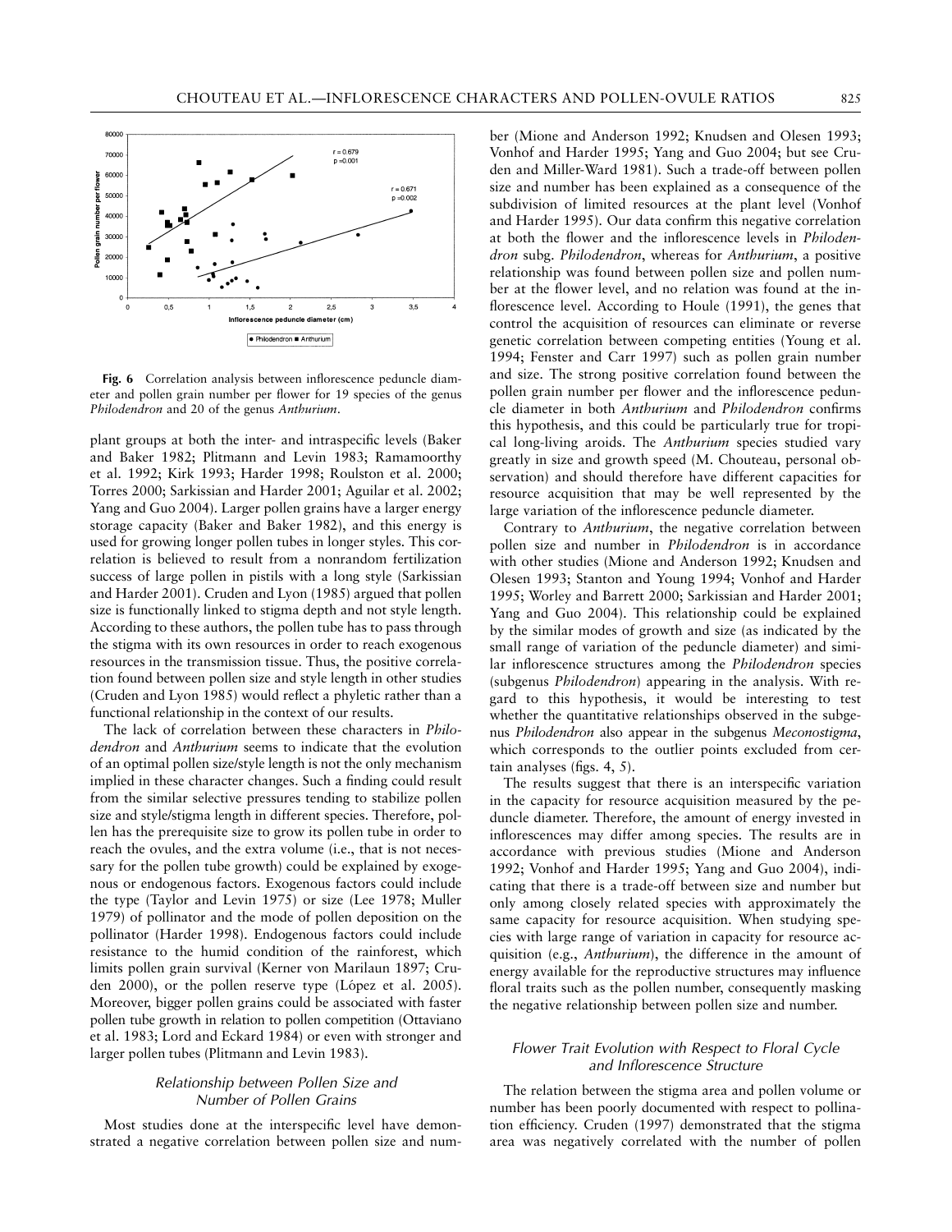**Fig. 6** Correlation analysis between inflorescence peduncle diameter and pollen grain number per flower for 19 species of the genus *Philodendron* and 20 of the genus *Anthurium*.

plant groups at both the inter- and intraspecific levels (Baker and Baker 1982; Plitmann and Levin 1983; Ramamoorthy et al. 1992; Kirk 1993; Harder 1998; Roulston et al. 2000; Torres 2000; Sarkissian and Harder 2001; Aguilar et al. 2002; Yang and Guo 2004). Larger pollen grains have a larger energy storage capacity (Baker and Baker 1982), and this energy is used for growing longer pollen tubes in longer styles. This correlation is believed to result from a nonrandom fertilization success of large pollen in pistils with a long style (Sarkissian and Harder 2001). Cruden and Lyon (1985) argued that pollen size is functionally linked to stigma depth and not style length. According to these authors, the pollen tube has to pass through the stigma with its own resources in order to reach exogenous resources in the transmission tissue. Thus, the positive correlation found between pollen size and style length in other studies (Cruden and Lyon 1985) would reflect a phyletic rather than a functional relationship in the context of our results.

The lack of correlation between these characters in *Philodendron* and *Anthurium* seems to indicate that the evolution of an optimal pollen size/style length is not the only mechanism implied in these character changes. Such a finding could result from the similar selective pressures tending to stabilize pollen size and style/stigma length in different species. Therefore, pollen has the prerequisite size to grow its pollen tube in order to reach the ovules, and the extra volume (i.e., that is not necessary for the pollen tube growth) could be explained by exogenous or endogenous factors. Exogenous factors could include the type (Taylor and Levin 1975) or size (Lee 1978; Muller 1979) of pollinator and the mode of pollen deposition on the pollinator (Harder 1998). Endogenous factors could include resistance to the humid condition of the rainforest, which limits pollen grain survival (Kerner von Marilaun 1897; Cruden 2000), or the pollen reserve type (López et al. 2005). Moreover, bigger pollen grains could be associated with faster pollen tube growth in relation to pollen competition (Ottaviano et al. 1983; Lord and Eckard 1984) or even with stronger and larger pollen tubes (Plitmann and Levin 1983).

### *Relationship between Pollen Size and Number of Pollen Grains*

Most studies done at the interspecific level have demonstrated a negative correlation between pollen size and number (Mione and Anderson 1992; Knudsen and Olesen 1993; Vonhof and Harder 1995; Yang and Guo 2004; but see Cruden and Miller-Ward 1981). Such a trade-off between pollen size and number has been explained as a consequence of the subdivision of limited resources at the plant level (Vonhof and Harder 1995). Our data confirm this negative correlation at both the flower and the inflorescence levels in *Philodendron* subg. *Philodendron*, whereas for *Anthurium*, a positive relationship was found between pollen size and pollen number at the flower level, and no relation was found at the inflorescence level. According to Houle (1991), the genes that control the acquisition of resources can eliminate or reverse genetic correlation between competing entities (Young et al. 1994; Fenster and Carr 1997) such as pollen grain number and size. The strong positive correlation found between the pollen grain number per flower and the inflorescence peduncle diameter in both *Anthurium* and *Philodendron* confirms this hypothesis, and this could be particularly true for tropical long-living aroids. The *Anthurium* species studied vary greatly in size and growth speed (M. Chouteau, personal observation) and should therefore have different capacities for resource acquisition that may be well represented by the large variation of the inflorescence peduncle diameter.

Contrary to *Anthurium*, the negative correlation between pollen size and number in *Philodendron* is in accordance with other studies (Mione and Anderson 1992; Knudsen and Olesen 1993; Stanton and Young 1994; Vonhof and Harder 1995; Worley and Barrett 2000; Sarkissian and Harder 2001; Yang and Guo 2004). This relationship could be explained by the similar modes of growth and size (as indicated by the small range of variation of the peduncle diameter) and similar inflorescence structures among the *Philodendron* species (subgenus *Philodendron*) appearing in the analysis. With regard to this hypothesis, it would be interesting to test whether the quantitative relationships observed in the subgenus *Philodendron* also appear in the subgenus *Meconostigma*, which corresponds to the outlier points excluded from certain analyses (figs. 4, 5).

The results suggest that there is an interspecific variation in the capacity for resource acquisition measured by the peduncle diameter. Therefore, the amount of energy invested in inflorescences may differ among species. The results are in accordance with previous studies (Mione and Anderson 1992; Vonhof and Harder 1995; Yang and Guo 2004), indicating that there is a trade-off between size and number but only among closely related species with approximately the same capacity for resource acquisition. When studying species with large range of variation in capacity for resource acquisition (e.g., *Anthurium*), the difference in the amount of energy available for the reproductive structures may influence floral traits such as the pollen number, consequently masking the negative relationship between pollen size and number.

### *Flower Trait Evolution with Respect to Floral Cycle and Inflorescence Structure*

The relation between the stigma area and pollen volume or number has been poorly documented with respect to pollination efficiency. Cruden (1997) demonstrated that the stigma area was negatively correlated with the number of pollen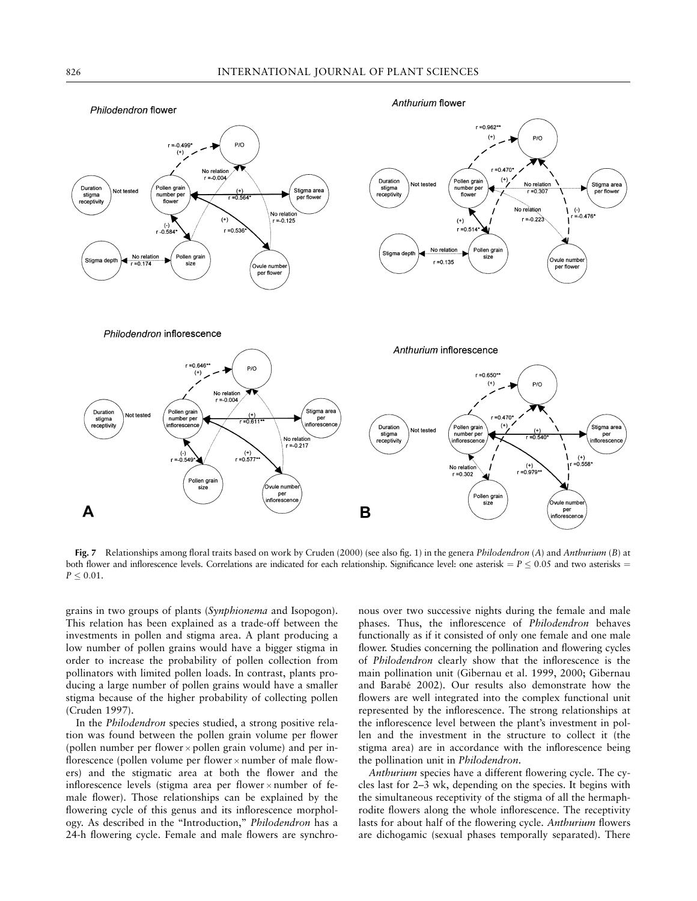**Fig. 7** Relationships among floral traits based on work by Cruden (2000) (see also fig. 1) in the genera *Philodendron* (*A*) and *Anthurium* (*B*) at both flower and inflorescence levels. Correlations are indicated for each relationship. Significance level: one asterisk = $P \leq 0.05$ and two asterisks = $P \leq 0.01$.

grains in two groups of plants (*Synphionema* and Isopogon). This relation has been explained as a trade-off between the investments in pollen and stigma area. A plant producing a low number of pollen grains would have a bigger stigma in order to increase the probability of pollen collection from pollinators with limited pollen loads. In contrast, plants producing a large number of pollen grains would have a smaller stigma because of the higher probability of collecting pollen (Cruden 1997).

In the *Philodendron* species studied, a strong positive relation was found between the pollen grain volume per flower (pollen number per flower × pollen grain volume) and per inflorescence (pollen volume per flower × number of male flowers) and the stigmatic area at both the flower and the inflorescence levels (stigma area per flower × number of female flower). Those relationships can be explained by the flowering cycle of this genus and its inflorescence morphology. As described in the "Introduction," *Philodendron* has a 24-h flowering cycle. Female and male flowers are synchronous over two successive nights during the female and male phases. Thus, the inflorescence of *Philodendron* behaves functionally as if it consisted of only one female and one male flower. Studies concerning the pollination and flowering cycles of *Philodendron* clearly show that the inflorescence is the main pollination unit (Gibernau et al. 1999, 2000; Gibernau and Barabé 2002). Our results also demonstrate how the flowers are well integrated into the complex functional unit represented by the inflorescence. The strong relationships at the inflorescence level between the plant's investment in pollen and the investment in the structure to collect it (the stigma area) are in accordance with the inflorescence being the pollination unit in *Philodendron*.

*Anthurium* species have a different flowering cycle. The cycles last for 2–3 wk, depending on the species. It begins with the simultaneous receptivity of the stigma of all the hermaphrodite flowers along the whole inflorescence. The receptivity lasts for about half of the flowering cycle. *Anthurium* flowers are dichogamic (sexual phases temporally separated). There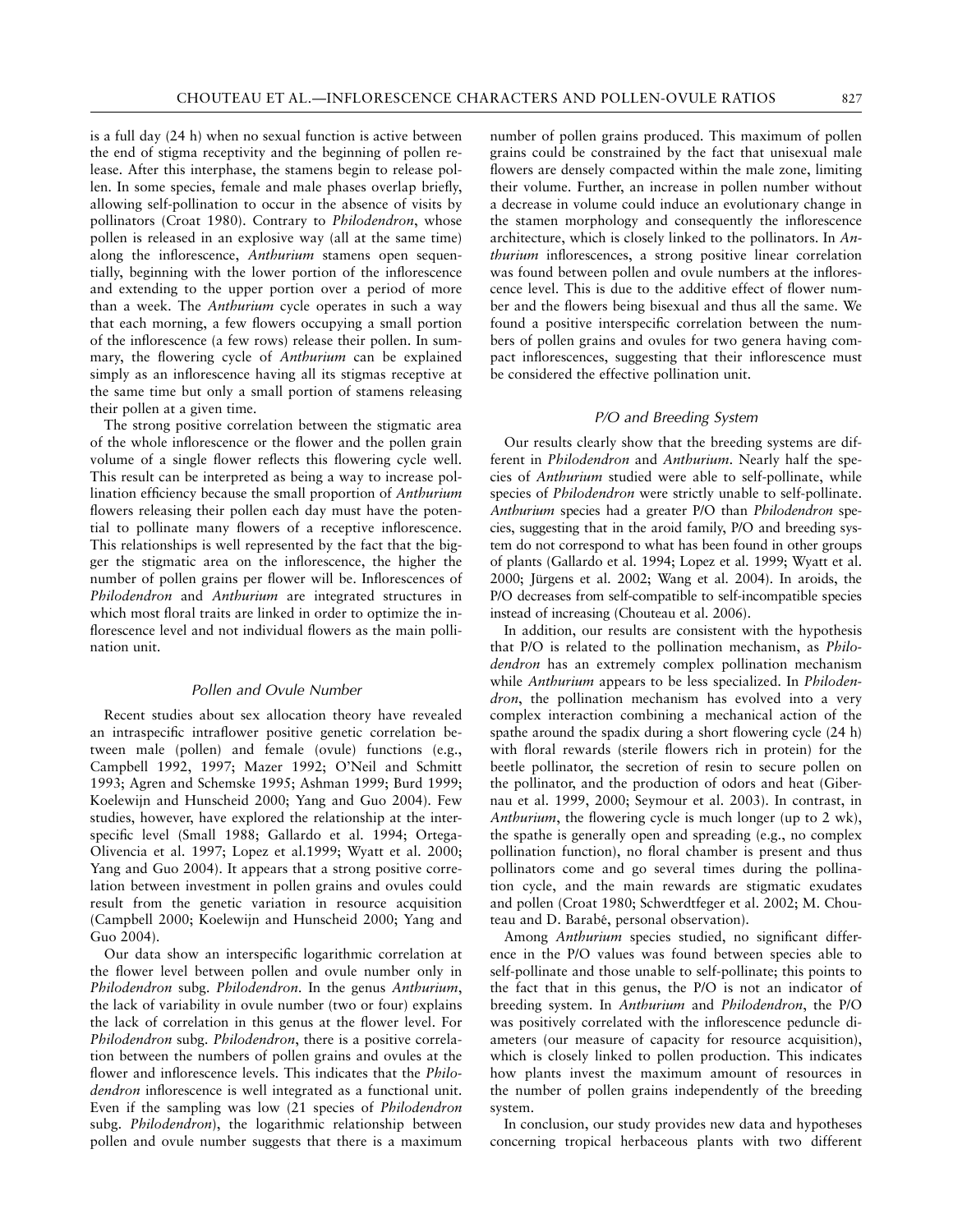is a full day (24 h) when no sexual function is active between the end of stigma receptivity and the beginning of pollen release. After this interphase, the stamens begin to release pollen. In some species, female and male phases overlap briefly, allowing self-pollination to occur in the absence of visits by pollinators (Croat 1980). Contrary to *Philodendron*, whose pollen is released in an explosive way (all at the same time) along the inflorescence, *Anthurium* stamens open sequentially, beginning with the lower portion of the inflorescence and extending to the upper portion over a period of more than a week. The *Anthurium* cycle operates in such a way that each morning, a few flowers occupying a small portion of the inflorescence (a few rows) release their pollen. In summary, the flowering cycle of *Anthurium* can be explained simply as an inflorescence having all its stigmas receptive at the same time but only a small portion of stamens releasing their pollen at a given time.

The strong positive correlation between the stigmatic area of the whole inflorescence or the flower and the pollen grain volume of a single flower reflects this flowering cycle well. This result can be interpreted as being a way to increase pollination efficiency because the small proportion of *Anthurium* flowers releasing their pollen each day must have the potential to pollinate many flowers of a receptive inflorescence. This relationships is well represented by the fact that the bigger the stigmatic area on the inflorescence, the higher the number of pollen grains per flower will be. Inflorescences of *Philodendron* and *Anthurium* are integrated structures in which most floral traits are linked in order to optimize the inflorescence level and not individual flowers as the main pollination unit.

### *Pollen and Ovule Number*

Recent studies about sex allocation theory have revealed an intraspecific intraflower positive genetic correlation between male (pollen) and female (ovule) functions (e.g., Campbell 1992, 1997; Mazer 1992; O'Neil and Schmitt 1993; Agren and Schemske 1995; Ashman 1999; Burd 1999; Koelewijn and Hunscheid 2000; Yang and Guo 2004). Few studies, however, have explored the relationship at the interspecific level (Small 1988; Gallardo et al. 1994; Ortega-Olivencia et al. 1997; Lopez et al.1999; Wyatt et al. 2000; Yang and Guo 2004). It appears that a strong positive correlation between investment in pollen grains and ovules could result from the genetic variation in resource acquisition (Campbell 2000; Koelewijn and Hunscheid 2000; Yang and Guo 2004).

Our data show an interspecific logarithmic correlation at the flower level between pollen and ovule number only in *Philodendron* subg. *Philodendron*. In the genus *Anthurium*, the lack of variability in ovule number (two or four) explains the lack of correlation in this genus at the flower level. For *Philodendron* subg. *Philodendron*, there is a positive correlation between the numbers of pollen grains and ovules at the flower and inflorescence levels. This indicates that the *Philodendron* inflorescence is well integrated as a functional unit. Even if the sampling was low (21 species of *Philodendron* subg. *Philodendron*), the logarithmic relationship between pollen and ovule number suggests that there is a maximum number of pollen grains produced. This maximum of pollen grains could be constrained by the fact that unisexual male flowers are densely compacted within the male zone, limiting their volume. Further, an increase in pollen number without a decrease in volume could induce an evolutionary change in the stamen morphology and consequently the inflorescence architecture, which is closely linked to the pollinators. In *Anthurium* inflorescences, a strong positive linear correlation was found between pollen and ovule numbers at the inflorescence level. This is due to the additive effect of flower number and the flowers being bisexual and thus all the same. We found a positive interspecific correlation between the numbers of pollen grains and ovules for two genera having compact inflorescences, suggesting that their inflorescence must be considered the effective pollination unit.

### *P/O and Breeding System*

Our results clearly show that the breeding systems are different in *Philodendron* and *Anthurium*. Nearly half the species of *Anthurium* studied were able to self-pollinate, while species of *Philodendron* were strictly unable to self-pollinate. *Anthurium* species had a greater P/O than *Philodendron* species, suggesting that in the aroid family, P/O and breeding system do not correspond to what has been found in other groups of plants (Gallardo et al. 1994; Lopez et al. 1999; Wyatt et al. 2000; Jürgens et al. 2002; Wang et al. 2004). In aroids, the P/O decreases from self-compatible to self-incompatible species instead of increasing (Chouteau et al. 2006).

In addition, our results are consistent with the hypothesis that P/O is related to the pollination mechanism, as *Philodendron* has an extremely complex pollination mechanism while *Anthurium* appears to be less specialized. In *Philodendron*, the pollination mechanism has evolved into a very complex interaction combining a mechanical action of the spathe around the spadix during a short flowering cycle (24 h) with floral rewards (sterile flowers rich in protein) for the beetle pollinator, the secretion of resin to secure pollen on the pollinator, and the production of odors and heat (Gibernau et al. 1999, 2000; Seymour et al. 2003). In contrast, in *Anthurium*, the flowering cycle is much longer (up to 2 wk), the spathe is generally open and spreading (e.g., no complex pollination function), no floral chamber is present and thus pollinators come and go several times during the pollination cycle, and the main rewards are stigmatic exudates and pollen (Croat 1980; Schwerdtfeger et al. 2002; M. Chouteau and D. Barabé, personal observation).

Among *Anthurium* species studied, no significant difference in the P/O values was found between species able to self-pollinate and those unable to self-pollinate; this points to the fact that in this genus, the P/O is not an indicator of breeding system. In *Anthurium* and *Philodendron*, the P/O was positively correlated with the inflorescence peduncle diameters (our measure of capacity for resource acquisition), which is closely linked to pollen production. This indicates how plants invest the maximum amount of resources in the number of pollen grains independently of the breeding system.

In conclusion, our study provides new data and hypotheses concerning tropical herbaceous plants with two different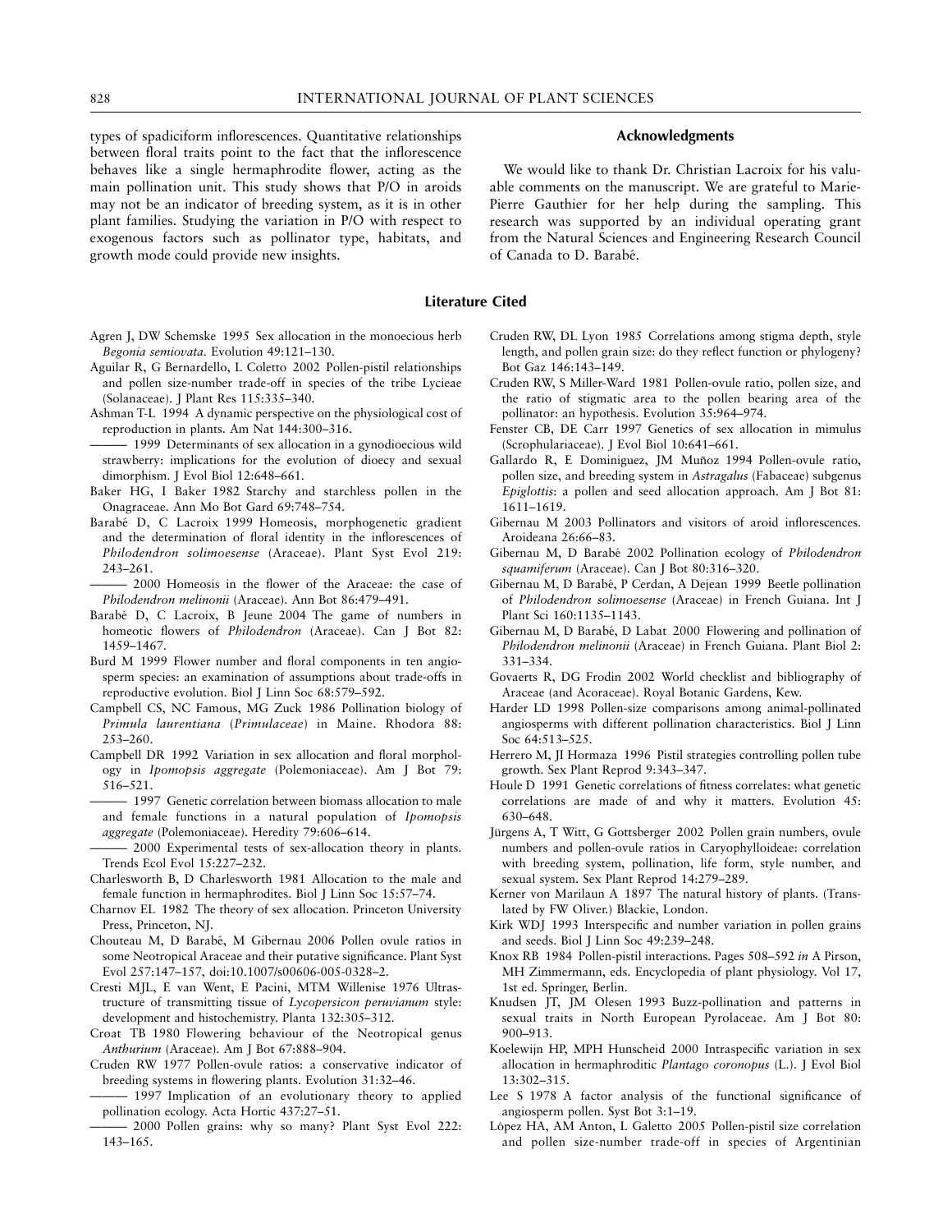types of spadiciform inflorescences. Quantitative relationships between floral traits point to the fact that the inflorescence behaves like a single hermaphrodite flower, acting as the main pollination unit. This study shows that P/O in aroids may not be an indicator of breeding system, as it is in other plant families. Studying the variation in P/O with respect to exogenous factors such as pollinator type, habitats, and growth mode could provide new insights.

## Acknowledgments

We would like to thank Dr. Christian Lacroix for his valuable comments on the manuscript. We are grateful to Marie-Pierre Gauthier for her help during the sampling. This research was supported by an individual operating grant from the Natural Sciences and Engineering Research Council of Canada to D. Barabé.

## Literature Cited

Agren J, DW Schemske 1995 Sex allocation in the monoecious herb *Begonia semiovata*. Evolution 49:121–130.

Aguilar R, G Bernardello, L Coletto 2002 Pollen-pistil relationships and pollen size-number trade-off in species of the tribe Lycieae (Solanaceae). J Plant Res 115:335–340.

Ashman T-L 1994 A dynamic perspective on the physiological cost of reproduction in plants. Am Nat 144:300–316.

——— 1999 Determinants of sex allocation in a gynodioecious wild strawberry: implications for the evolution of dioecy and sexual dimorphism. J Evol Biol 12:648–661.

Baker HG, I Baker 1982 Starchy and starchless pollen in the Onagraceae. Ann Mo Bot Gard 69:748–754.

Barabé D, C Lacroix 1999 Homeosis, morphogenetic gradient and the determination of floral identity in the inflorescences of *Philodendron solimoesense* (Araceae). Plant Syst Evol 219: 243–261.

——— 2000 Homeosis in the flower of the Araceae: the case of *Philodendron melinonii* (Araceae). Ann Bot 86:479–491.

Barabé D, C Lacroix, B Jeune 2004 The game of numbers in homeotic flowers of *Philodendron* (Araceae). Can J Bot 82: 1459–1467.

Burd M 1999 Flower number and floral components in ten angiosperm species: an examination of assumptions about trade-offs in reproductive evolution. Biol J Linn Soc 68:579–592.

Campbell CS, NC Famous, MG Zuck 1986 Pollination biology of *Primula laurentiana* (*Primulaceae*) in Maine. Rhodora 88: 253–260.

Campbell DR 1992 Variation in sex allocation and floral morphology in *Ipomopsis aggregate* (Polemoniaceae). Am J Bot 79: 516–521.

——— 1997 Genetic correlation between biomass allocation to male and female functions in a natural population of *Ipomopsis aggregate* (Polemoniaceae). Heredity 79:606–614.

——— 2000 Experimental tests of sex-allocation theory in plants. Trends Ecol Evol 15:227–232.

Charlesworth B, D Charlesworth 1981 Allocation to the male and female function in hermaphrodites. Biol J Linn Soc 15:57–74.

Charnov EL 1982 The theory of sex allocation. Princeton University Press, Princeton, NJ.

Chouteau M, D Barabé, M Gibernau 2006 Pollen ovule ratios in some Neotropical Araceae and their putative significance. Plant Syst Evol 257:147–157, doi:10.1007/s00606-005-0328–2.

Cresti MJL, E van Went, E Pacini, MTM Willenise 1976 Ultrastructure of transmitting tissue of *Lycopersicon peruvianum* style: development and histochemistry. Planta 132:305–312.

Croat TB 1980 Flowering behaviour of the Neotropical genus *Anthurium* (Araceae). Am J Bot 67:888–904.

Cruden RW 1977 Pollen-ovule ratios: a conservative indicator of breeding systems in flowering plants. Evolution 31:32–46.

——— 1997 Implication of an evolutionary theory to applied pollination ecology. Acta Hortic 437:27–51.

——— 2000 Pollen grains: why so many? Plant Syst Evol 222: 143–165.

Cruden RW, DL Lyon 1985 Correlations among stigma depth, style length, and pollen grain size: do they reflect function or phylogeny? Bot Gaz 146:143–149.

Cruden RW, S Miller-Ward 1981 Pollen-ovule ratio, pollen size, and the ratio of stigmatic area to the pollen bearing area of the pollinator: an hypothesis. Evolution 35:964–974.

Fenster CB, DE Carr 1997 Genetics of sex allocation in mimulus (Scrophulariaceae). J Evol Biol 10:641–661.

Gallardo R, E Dominiguez, JM Muñoz 1994 Pollen-ovule ratio, pollen size, and breeding system in *Astragalus* (Fabaceae) subgenus *Epiglottis*: a pollen and seed allocation approach. Am J Bot 81: 1611–1619.

Gibernau M 2003 Pollinators and visitors of aroid inflorescences. Aroideana 26:66–83.

Gibernau M, D Barabé 2002 Pollination ecology of *Philodendron squamiferum* (Araceae). Can J Bot 80:316–320.

Gibernau M, D Barabé, P Cerdan, A Dejean 1999 Beetle pollination of *Philodendron solimoesense* (Araceae) in French Guiana. Int J Plant Sci 160:1135–1143.

Gibernau M, D Barabé, D Labat 2000 Flowering and pollination of *Philodendron melinonii* (Araceae) in French Guiana. Plant Biol 2: 331–334.

Govaerts R, DG Frodin 2002 World checklist and bibliography of Araceae (and Acoraceae). Royal Botanic Gardens, Kew.

Harder LD 1998 Pollen-size comparisons among animal-pollinated angiosperms with different pollination characteristics. Biol J Linn Soc 64:513–525.

Herrero M, JI Hormaza 1996 Pistil strategies controlling pollen tube growth. Sex Plant Reprod 9:343–347.

Houle D 1991 Genetic correlations of fitness correlates: what genetic correlations are made of and why it matters. Evolution 45: 630–648.

Jürgens A, T Witt, G Gottsberger 2002 Pollen grain numbers, ovule numbers and pollen-ovule ratios in Caryophylloideae: correlation with breeding system, pollination, life form, style number, and sexual system. Sex Plant Reprod 14:279–289.

Kerner von Marilaun A 1897 The natural history of plants. (Translated by FW Oliver.) Blackie, London.

Kirk WDJ 1993 Interspecific and number variation in pollen grains and seeds. Biol J Linn Soc 49:239–248.

Knox RB 1984 Pollen-pistil interactions. Pages 508–592 *in* A Pirson, MH Zimmermann, eds. Encyclopedia of plant physiology. Vol 17, 1st ed. Springer, Berlin.

Knudsen JT, JM Olesen 1993 Buzz-pollination and patterns in sexual traits in North European Pyrolaceae. Am J Bot 80: 900–913.

Koelewijn HP, MPH Hunscheid 2000 Intraspecific variation in sex allocation in hermaphroditic *Plantago coronopus* (L.). J Evol Biol 13:302–315.

Lee S 1978 A factor analysis of the functional significance of angiosperm pollen. Syst Bot 3:1–19.

López HA, AM Anton, L Galetto 2005 Pollen-pistil size correlation and pollen size-number trade-off in species of Argentinian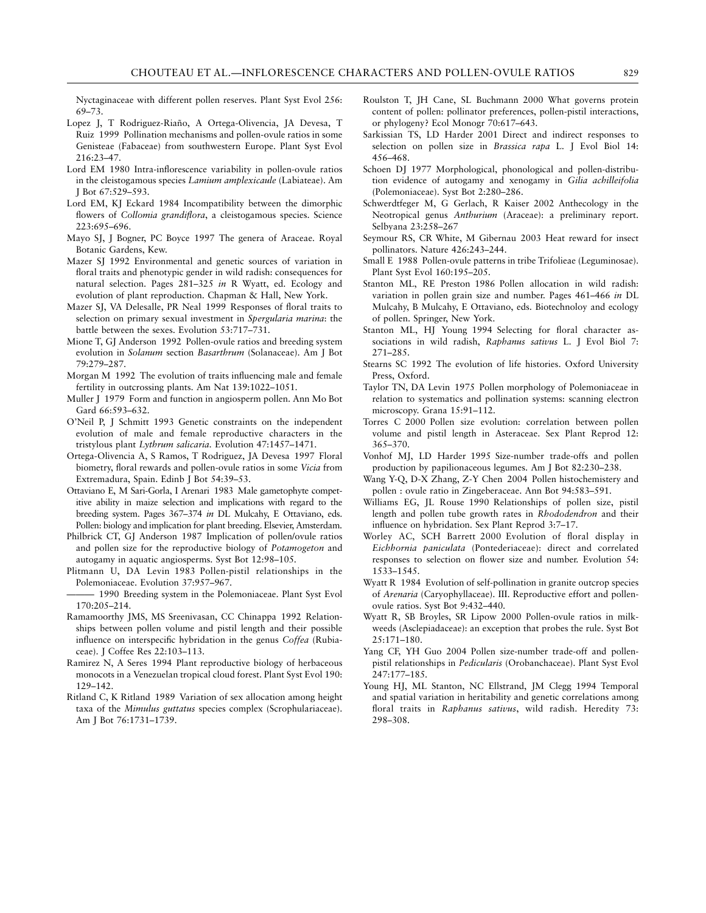Nyctaginaceae with different pollen reserves. Plant Syst Evol 256: 69–73.

Lopez J, T Rodriguez-Riaño, A Ortega-Olivencia, JA Devesa, T Ruiz 1999 Pollination mechanisms and pollen-ovule ratios in some Genisteae (Fabaceae) from southwestern Europe. Plant Syst Evol 216:23–47.

Lord EM 1980 Intra-inflorescence variability in pollen-ovule ratios in the cleistogamous species *Lamium amplexicaule* (Labiateae). Am J Bot 67:529–593.

Lord EM, KJ Eckard 1984 Incompatibility between the dimorphic flowers of *Collomia grandiflora*, a cleistogamous species. Science 223:695–696.

Mayo SJ, J Bogner, PC Boyce 1997 The genera of Araceae. Royal Botanic Gardens, Kew.

Mazer SJ 1992 Environmental and genetic sources of variation in floral traits and phenotypic gender in wild radish: consequences for natural selection. Pages 281–325 *in* R Wyatt, ed. Ecology and evolution of plant reproduction. Chapman & Hall, New York.

Mazer SJ, VA Delesalle, PR Neal 1999 Responses of floral traits to selection on primary sexual investment in *Spergularia marina*: the battle between the sexes. Evolution 53:717–731.

Mione T, GJ Anderson 1992 Pollen-ovule ratios and breeding system evolution in *Solanum* section *Basarthrum* (Solanaceae). Am J Bot 79:279–287.

Morgan M 1992 The evolution of traits influencing male and female fertility in outcrossing plants. Am Nat 139:1022–1051.

Muller J 1979 Form and function in angiosperm pollen. Ann Mo Bot Gard 66:593–632.

O'Neil P, J Schmitt 1993 Genetic constraints on the independent evolution of male and female reproductive characters in the tristylous plant *Lythrum salicaria*. Evolution 47:1457–1471.

Ortega-Olivencia A, S Ramos, T Rodriguez, JA Devesa 1997 Floral biometry, floral rewards and pollen-ovule ratios in some *Vicia* from Extremadura, Spain. Edinb J Bot 54:39–53.

Ottaviano E, M Sari-Gorla, I Arenari 1983 Male gametophyte competitive ability in maize selection and implications with regard to the breeding system. Pages 367–374 *in* DL Mulcahy, E Ottaviano, eds. Pollen: biology and implication for plant breeding. Elsevier, Amsterdam.

Philbrick CT, GJ Anderson 1987 Implication of pollen/ovule ratios and pollen size for the reproductive biology of *Potamogeton* and autogamy in aquatic angiosperms. Syst Bot 12:98–105.

Plitmann U, DA Levin 1983 Pollen-pistil relationships in the Polemoniaceae. Evolution 37:957–967.

——— 1990 Breeding system in the Polemoniaceae. Plant Syst Evol 170:205–214.

Ramamoorthy JMS, MS Sreenivasan, CC Chinappa 1992 Relationships between pollen volume and pistil length and their possible influence on interspecific hybridation in the genus *Coffea* (Rubiaceae). J Coffee Res 22:103–113.

Ramirez N, A Seres 1994 Plant reproductive biology of herbaceous monocots in a Venezuelan tropical cloud forest. Plant Syst Evol 190: 129–142.

Ritland C, K Ritland 1989 Variation of sex allocation among height taxa of the *Mimulus guttatus* species complex (Scrophulariaceae). Am J Bot 76:1731–1739.

Roulston T, JH Cane, SL Buchmann 2000 What governs protein content of pollen: pollinator preferences, pollen-pistil interactions, or phylogeny? Ecol Monogr 70:617–643.

Sarkissian TS, LD Harder 2001 Direct and indirect responses to selection on pollen size in *Brassica rapa* L. J Evol Biol 14: 456–468.

Schoen DJ 1977 Morphological, phonological and pollen-distribution evidence of autogamy and xenogamy in *Gilia achilleifolia* (Polemoniaceae). Syst Bot 2:280–286.

Schwerdtfeger M, G Gerlach, R Kaiser 2002 Anthecology in the Neotropical genus *Anthurium* (Araceae): a preliminary report. Selbyana 23:258–267

Seymour RS, CR White, M Gibernau 2003 Heat reward for insect pollinators. Nature 426:243–244.

Small E 1988 Pollen-ovule patterns in tribe Trifolieae (Leguminosae). Plant Syst Evol 160:195–205.

Stanton ML, RE Preston 1986 Pollen allocation in wild radish: variation in pollen grain size and number. Pages 461–466 *in* DL Mulcahy, B Mulcahy, E Ottaviano, eds. Biotechnoloy and ecology of pollen. Springer, New York.

Stanton ML, HJ Young 1994 Selecting for floral character associations in wild radish, *Raphanus sativus* L. J Evol Biol 7: 271–285.

Stearns SC 1992 The evolution of life histories. Oxford University Press, Oxford.

Taylor TN, DA Levin 1975 Pollen morphology of Polemoniaceae in relation to systematics and pollination systems: scanning electron microscopy. Grana 15:91–112.

Torres C 2000 Pollen size evolution: correlation between pollen volume and pistil length in Asteraceae. Sex Plant Reprod 12: 365–370.

Vonhof MJ, LD Harder 1995 Size-number trade-offs and pollen production by papilionaceous legumes. Am J Bot 82:230–238.

Wang Y-Q, D-X Zhang, Z-Y Chen 2004 Pollen histochemistery and pollen : ovule ratio in Zingeberaceae. Ann Bot 94:583–591.

Williams EG, JL Rouse 1990 Relationships of pollen size, pistil length and pollen tube growth rates in *Rhododendron* and their influence on hybridation. Sex Plant Reprod 3:7–17.

Worley AC, SCH Barrett 2000 Evolution of floral display in *Eichhornia paniculata* (Pontederiaceae): direct and correlated responses to selection on flower size and number. Evolution 54: 1533–1545.

Wyatt R 1984 Evolution of self-pollination in granite outcrop species of *Arenaria* (Caryophyllaceae). III. Reproductive effort and pollen-ovule ratios. Syst Bot 9:432–440.

Wyatt R, SB Broyles, SR Lipow 2000 Pollen-ovule ratios in milkweeds (Asclepiadaceae): an exception that probes the rule. Syst Bot 25:171–180.

Yang CF, YH Guo 2004 Pollen size-number trade-off and pollen-pistil relationships in *Pedicularis* (Orobanchaceae). Plant Syst Evol 247:177–185.

Young HJ, ML Stanton, NC Ellstrand, JM Clegg 1994 Temporal and spatial variation in heritability and genetic correlations among floral traits in *Raphanus sativus*, wild radish. Heredity 73: 298–308.